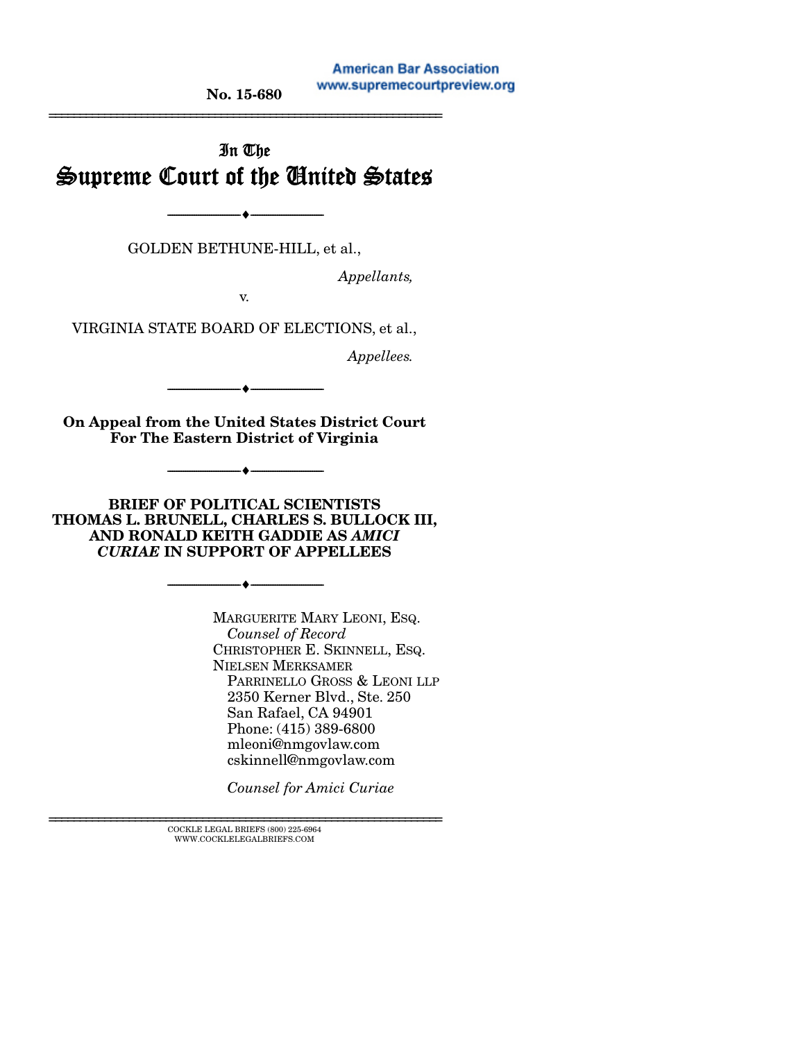No. 15-680

# In The Supreme Court of the United States

---

GOLDEN BETHUNE-HILL, et al.,

*Appellants,*

v.

VIRGINIA STATE BOARD OF ELECTIONS, et al.,

*Appellees.*

---

**On Appeal from the United States District Court For The Eastern District of Virginia**

---

**BRIEF OF POLITICAL SCIENTISTS THOMAS L. BRUNELL, CHARLES S. BULLOCK III, AND RONALD KEITH GADDIE AS *AMICI CURIAE* IN SUPPORT OF APPELLEES**

---

MARGUERITE MARY LEONI, ESQ.
*Counsel of Record*
CHRISTOPHER E. SKINNELL, ESQ.
NIELSEN MERKSAMER
PARRINELLO GROSS & LEONI LLP
2350 Kerner Blvd., Ste. 250
San Rafael, CA 94901
Phone: (415) 389-6800
mleoni@nmgovlaw.com
cskinnell@nmgovlaw.com

*Counsel for Amici Curiae*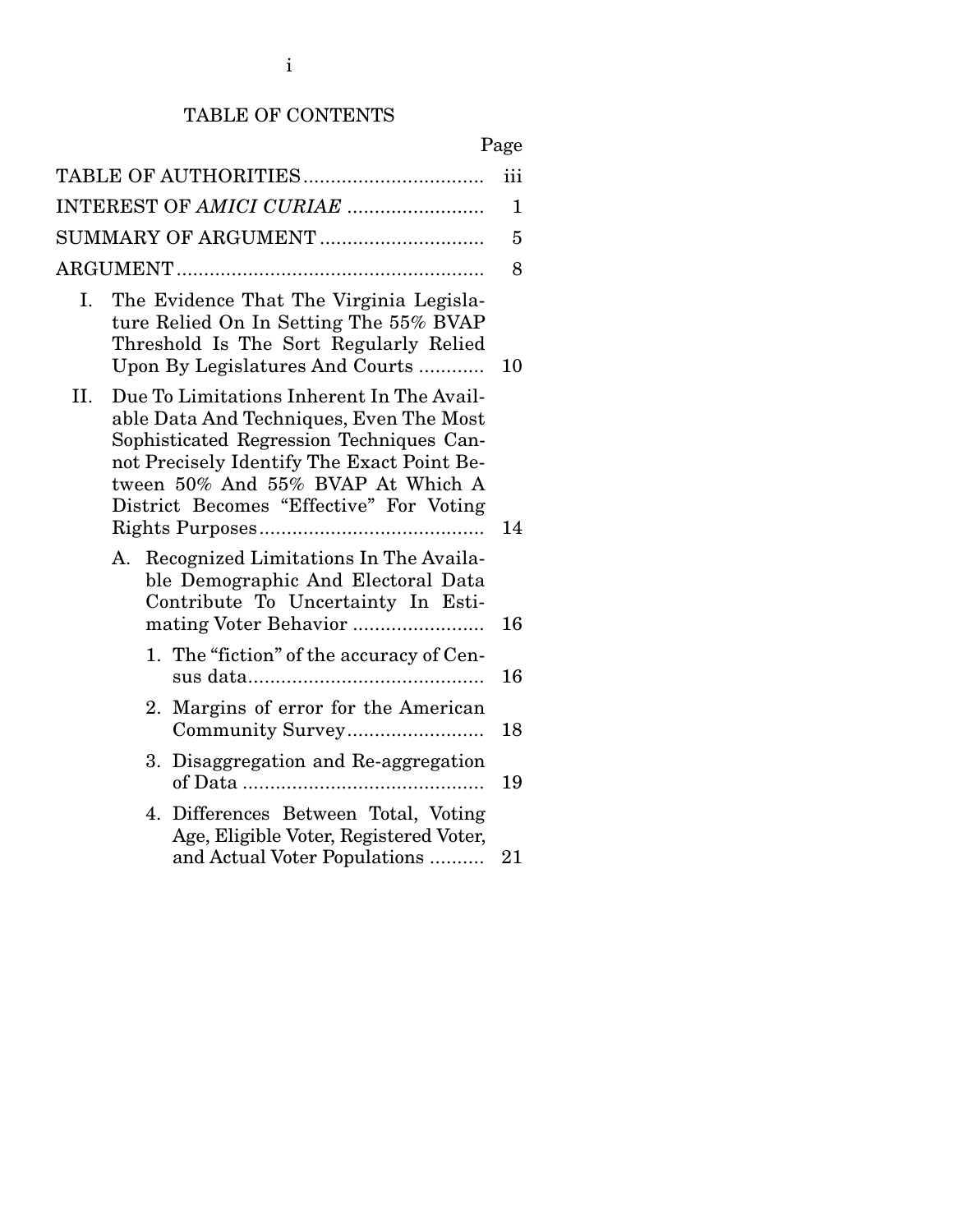# TABLE OF CONTENTS

| | Page |
|---|---|
| TABLE OF AUTHORITIES | iii |
| INTEREST OF *AMICI CURIAE* | 1 |
| SUMMARY OF ARGUMENT | 5 |
| ARGUMENT | 8 |
| I. The Evidence That The Virginia Legislature Relied On In Setting The 55% BVAP Threshold Is The Sort Regularly Relied Upon By Legislatures And Courts | 10 |
| II. Due To Limitations Inherent In The Available Data And Techniques, Even The Most Sophisticated Regression Techniques Cannot Precisely Identify The Exact Point Between 50% And 55% BVAP At Which A District Becomes "Effective" For Voting Rights Purposes | 14 |
| A. Recognized Limitations In The Available Demographic And Electoral Data Contribute To Uncertainty In Estimating Voter Behavior | 16 |
| 1. The "fiction" of the accuracy of Census data | 16 |
| 2. Margins of error for the American Community Survey | 18 |
| 3. Disaggregation and Re-aggregation of Data | 19 |
| 4. Differences Between Total, Voting Age, Eligible Voter, Registered Voter, and Actual Voter Populations | 21 |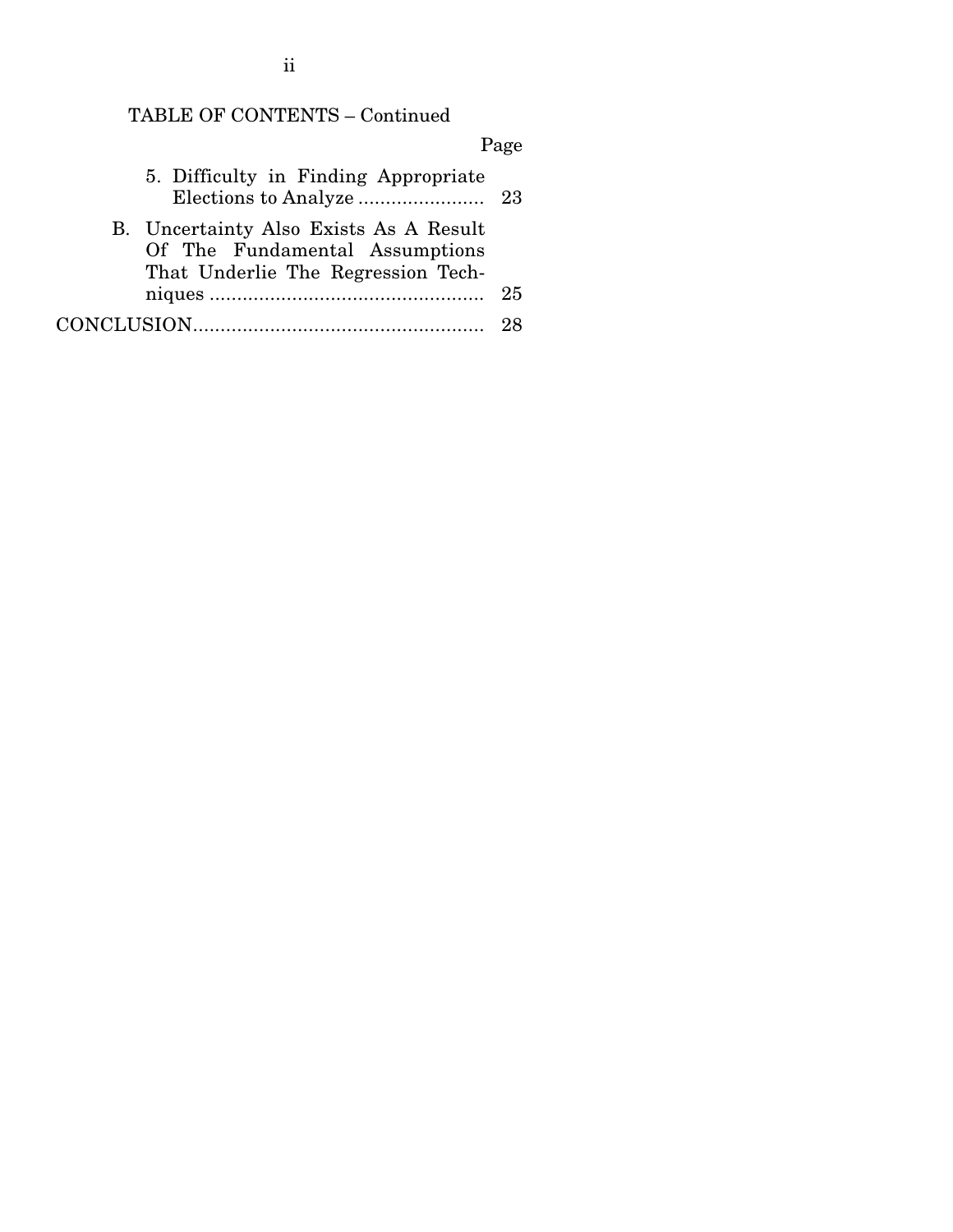TABLE OF CONTENTS – Continued

| | Page |
|---|---|
| 5. Difficulty in Finding Appropriate Elections to Analyze | 23 |
| B. Uncertainty Also Exists As A Result Of The Fundamental Assumptions That Underlie The Regression Techniques | 25 |
| CONCLUSION | 28 |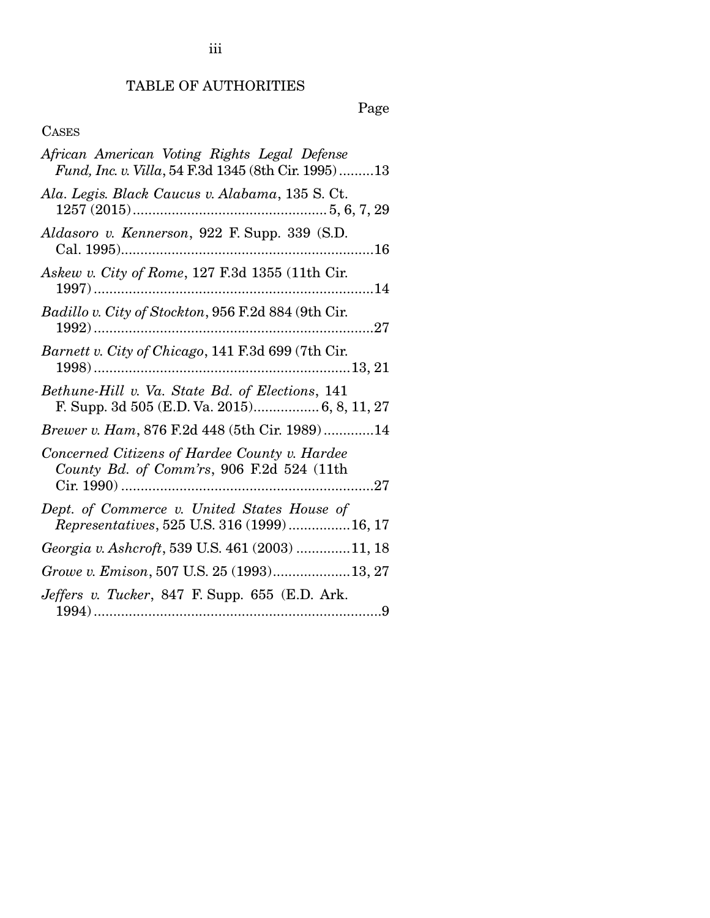# TABLE OF AUTHORITIES

Page

CASES

*African American Voting Rights Legal Defense Fund, Inc. v. Villa*, 54 F.3d 1345 (8th Cir. 1995).........13

*Ala. Legis. Black Caucus v. Alabama*, 135 S. Ct. 1257 (2015)..................................................5, 6, 7, 29

*Aldasoro v. Kennerson*, 922 F. Supp. 339 (S.D. Cal. 1995)..................................................................16

*Askew v. City of Rome*, 127 F.3d 1355 (11th Cir. 1997).........................................................................14

*Badillo v. City of Stockton*, 956 F.2d 884 (9th Cir. 1992).........................................................................27

*Barnett v. City of Chicago*, 141 F.3d 699 (7th Cir. 1998)..................................................................13, 21

*Bethune-Hill v. Va. State Bd. of Elections*, 141 F. Supp. 3d 505 (E.D. Va. 2015).................6, 8, 11, 27

*Brewer v. Ham*, 876 F.2d 448 (5th Cir. 1989).............14

*Concerned Citizens of Hardee County v. Hardee County Bd. of Comm'rs*, 906 F.2d 524 (11th Cir. 1990)..................................................................27

*Dept. of Commerce v. United States House of Representatives*, 525 U.S. 316 (1999)................16, 17

*Georgia v. Ashcroft*, 539 U.S. 461 (2003).............11, 18

*Growe v. Emison*, 507 U.S. 25 (1993)....................13, 27

*Jeffers v. Tucker*, 847 F. Supp. 655 (E.D. Ark. 1994)...........................................................................9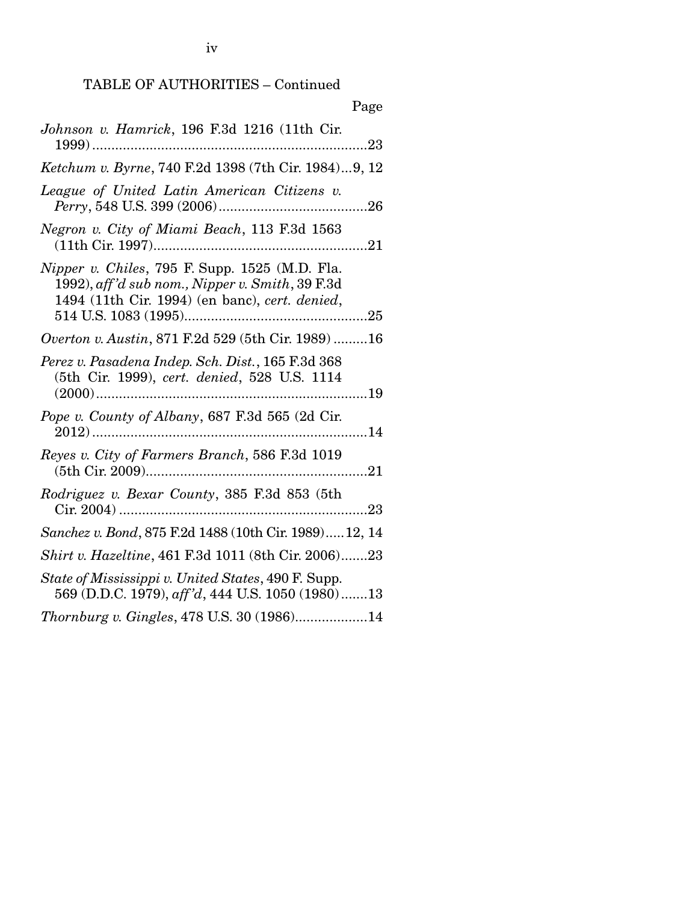TABLE OF AUTHORITIES – Continued

Page

*Johnson v. Hamrick*, 196 F.3d 1216 (11th Cir. 1999) ........................................................................23

*Ketchum v. Byrne*, 740 F.2d 1398 (7th Cir. 1984)...9, 12

*League of United Latin American Citizens v. Perry*, 548 U.S. 399 (2006).......................................26

*Negron v. City of Miami Beach*, 113 F.3d 1563 (11th Cir. 1997)........................................................21

*Nipper v. Chiles*, 795 F. Supp. 1525 (M.D. Fla. 1992), *aff'd sub nom., Nipper v. Smith*, 39 F.3d 1494 (11th Cir. 1994) (en banc), *cert. denied*, 514 U.S. 1083 (1995)................................................25

*Overton v. Austin*, 871 F.2d 529 (5th Cir. 1989) .........16

*Perez v. Pasadena Indep. Sch. Dist.*, 165 F.3d 368 (5th Cir. 1999), *cert. denied*, 528 U.S. 1114 (2000).......................................................................19

*Pope v. County of Albany*, 687 F.3d 565 (2d Cir. 2012) ........................................................................14

*Reyes v. City of Farmers Branch*, 586 F.3d 1019 (5th Cir. 2009)..........................................................21

*Rodriguez v. Bexar County*, 385 F.3d 853 (5th Cir. 2004) .................................................................23

*Sanchez v. Bond*, 875 F.2d 1488 (10th Cir. 1989).....12, 14

*Shirt v. Hazeltine*, 461 F.3d 1011 (8th Cir. 2006).......23

*State of Mississippi v. United States*, 490 F. Supp. 569 (D.D.C. 1979), *aff'd*, 444 U.S. 1050 (1980).......13

*Thornburg v. Gingles*, 478 U.S. 30 (1986)...................14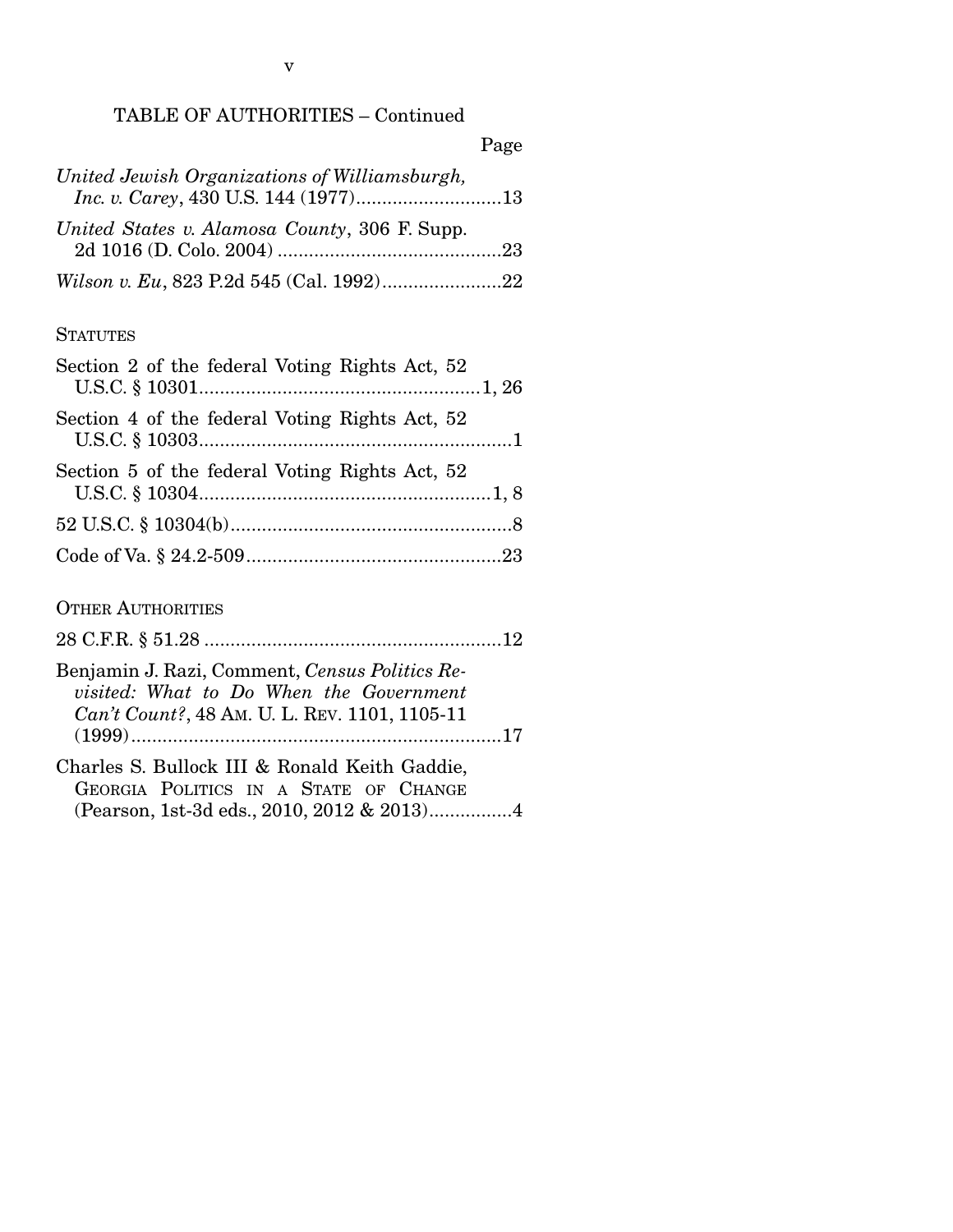TABLE OF AUTHORITIES – Continued

Page

*United Jewish Organizations of Williamsburgh, Inc. v. Carey*, 430 U.S. 144 (1977)............................13

*United States v. Alamosa County*, 306 F. Supp. 2d 1016 (D. Colo. 2004) ............................................23

*Wilson v. Eu*, 823 P.2d 545 (Cal. 1992).......................22

STATUTES

Section 2 of the federal Voting Rights Act, 52 U.S.C. § 10301......................................................1, 26

Section 4 of the federal Voting Rights Act, 52 U.S.C. § 10303............................................................1

Section 5 of the federal Voting Rights Act, 52 U.S.C. § 10304........................................................1, 8

52 U.S.C. § 10304(b).......................................................8

Code of Va. § 24.2-509.................................................23

OTHER AUTHORITIES

28 C.F.R. § 51.28 .........................................................12

Benjamin J. Razi, Comment, *Census Politics Revisited: What to Do When the Government Can't Count?*, 48 AM. U. L. REV. 1101, 1105-11 (1999).......................................................................17

Charles S. Bullock III & Ronald Keith Gaddie, GEORGIA POLITICS IN A STATE OF CHANGE (Pearson, 1st-3d eds., 2010, 2012 & 2013)................4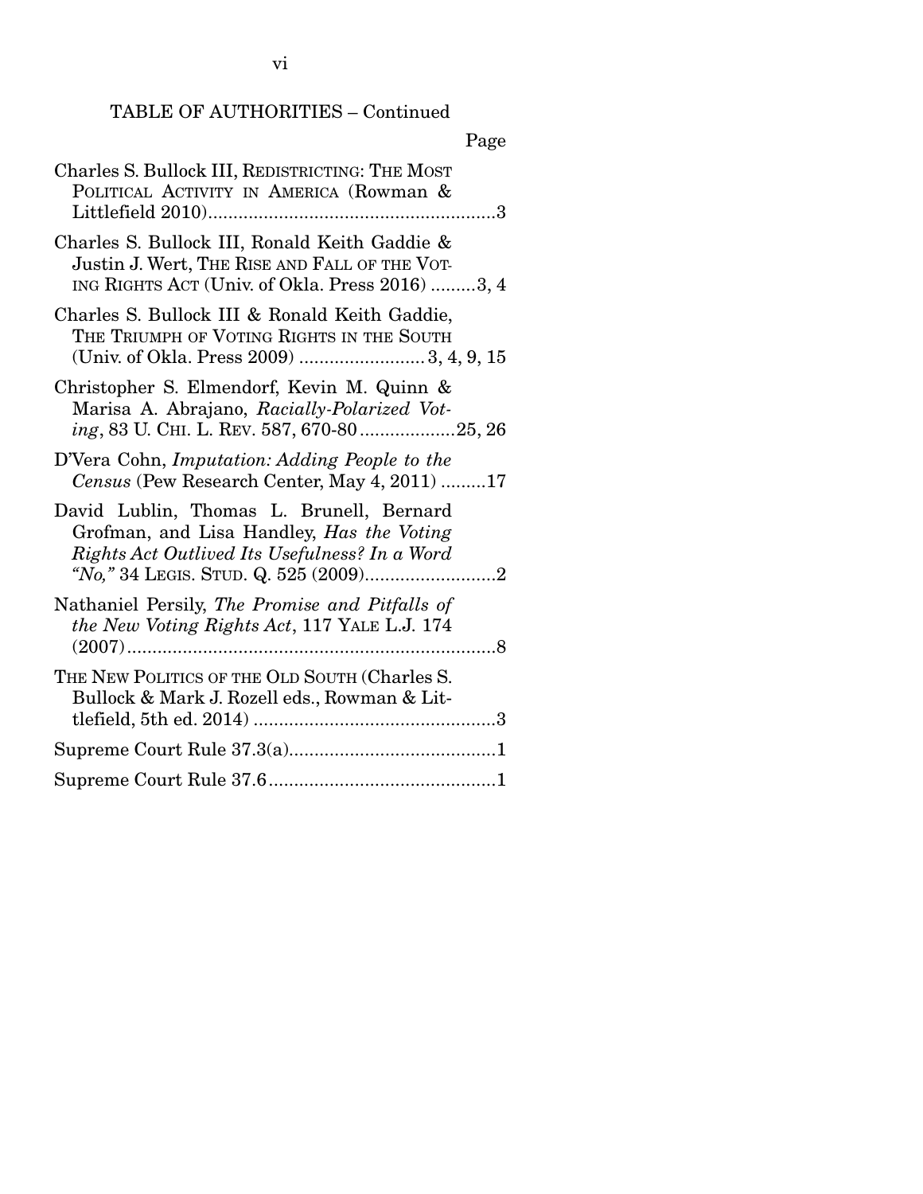TABLE OF AUTHORITIES – Continued

Page

Charles S. Bullock III, REDISTRICTING: THE MOST POLITICAL ACTIVITY IN AMERICA (Rowman & Littlefield 2010) ........................................................ 3

Charles S. Bullock III, Ronald Keith Gaddie & Justin J. Wert, THE RISE AND FALL OF THE VOTING RIGHTS ACT (Univ. of Okla. Press 2016) ......... 3, 4

Charles S. Bullock III & Ronald Keith Gaddie, THE TRIUMPH OF VOTING RIGHTS IN THE SOUTH (Univ. of Okla. Press 2009) ......................... 3, 4, 9, 15

Christopher S. Elmendorf, Kevin M. Quinn & Marisa A. Abrajano, *Racially-Polarized Voting*, 83 U. CHI. L. REV. 587, 670-80 ................... 25, 26

D'Vera Cohn, *Imputation: Adding People to the Census* (Pew Research Center, May 4, 2011) ......... 17

David Lublin, Thomas L. Brunell, Bernard Grofman, and Lisa Handley, *Has the Voting Rights Act Outlived Its Usefulness? In a Word "No,"* 34 LEGIS. STUD. Q. 525 (2009) .......................... 2

Nathaniel Persily, *The Promise and Pitfalls of the New Voting Rights Act*, 117 YALE L.J. 174 (2007) ......................................................................... 8

THE NEW POLITICS OF THE OLD SOUTH (Charles S. Bullock & Mark J. Rozell eds., Rowman & Littlefield, 5th ed. 2014) ................................................ 3

Supreme Court Rule 37.3(a) ......................................... 1

Supreme Court Rule 37.6 ............................................. 1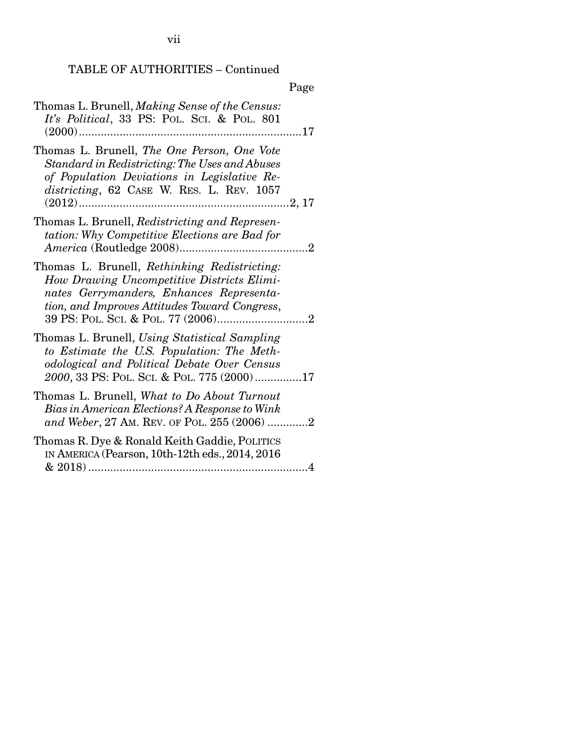TABLE OF AUTHORITIES – Continued

Page

Thomas L. Brunell, *Making Sense of the Census: It's Political*, 33 PS: POL. SCI. & POL. 801 (2000)........................................................................17

Thomas L. Brunell, *The One Person, One Vote Standard in Redistricting: The Uses and Abuses of Population Deviations in Legislative Redistricting*, 62 CASE W. RES. L. REV. 1057 (2012)....................................................................2, 17

Thomas L. Brunell, *Redistricting and Representation: Why Competitive Elections are Bad for America* (Routledge 2008)..........................................2

Thomas L. Brunell, *Rethinking Redistricting: How Drawing Uncompetitive Districts Eliminates Gerrymanders, Enhances Representation, and Improves Attitudes Toward Congress*, 39 PS: POL. SCI. & POL. 77 (2006).............................2

Thomas L. Brunell, *Using Statistical Sampling to Estimate the U.S. Population: The Methodological and Political Debate Over Census 2000*, 33 PS: POL. SCI. & POL. 775 (2000)...............17

Thomas L. Brunell, *What to Do About Turnout Bias in American Elections? A Response to Wink and Weber*, 27 AM. REV. OF POL. 255 (2006) .............2

Thomas R. Dye & Ronald Keith Gaddie, POLITICS IN AMERICA (Pearson, 10th-12th eds., 2014, 2016 & 2018) .......................................................................4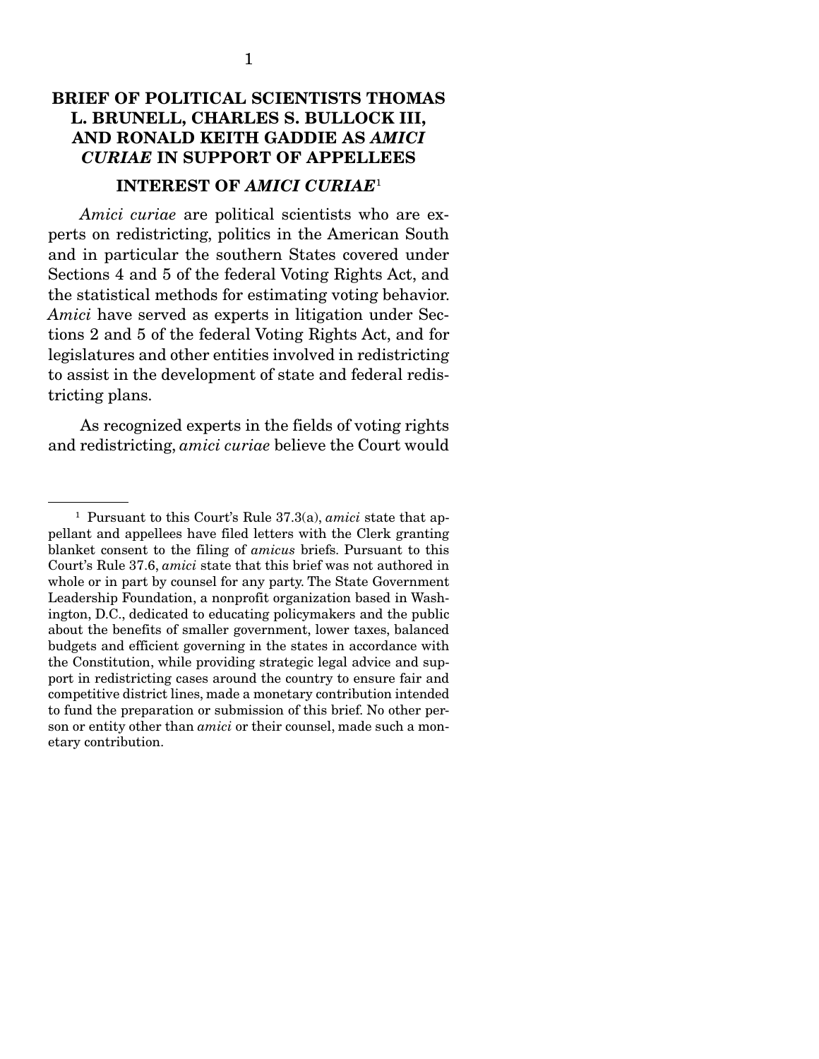# BRIEF OF POLITICAL SCIENTISTS THOMAS L. BRUNELL, CHARLES S. BULLOCK III, AND RONALD KEITH GADDIE AS *AMICI CURIAE* IN SUPPORT OF APPELLEES

## INTEREST OF *AMICI CURIAE*[1]

*Amici curiae* are political scientists who are experts on redistricting, politics in the American South and in particular the southern States covered under Sections 4 and 5 of the federal Voting Rights Act, and the statistical methods for estimating voting behavior. *Amici* have served as experts in litigation under Sections 2 and 5 of the federal Voting Rights Act, and for legislatures and other entities involved in redistricting to assist in the development of state and federal redistricting plans.

As recognized experts in the fields of voting rights and redistricting, *amici curiae* believe the Court would

---

[1] Pursuant to this Court's Rule 37.3(a), *amici* state that appellant and appellees have filed letters with the Clerk granting blanket consent to the filing of *amicus* briefs. Pursuant to this Court's Rule 37.6, *amici* state that this brief was not authored in whole or in part by counsel for any party. The State Government Leadership Foundation, a nonprofit organization based in Washington, D.C., dedicated to educating policymakers and the public about the benefits of smaller government, lower taxes, balanced budgets and efficient governing in the states in accordance with the Constitution, while providing strategic legal advice and support in redistricting cases around the country to ensure fair and competitive district lines, made a monetary contribution intended to fund the preparation or submission of this brief. No other person or entity other than *amici* or their counsel, made such a monetary contribution.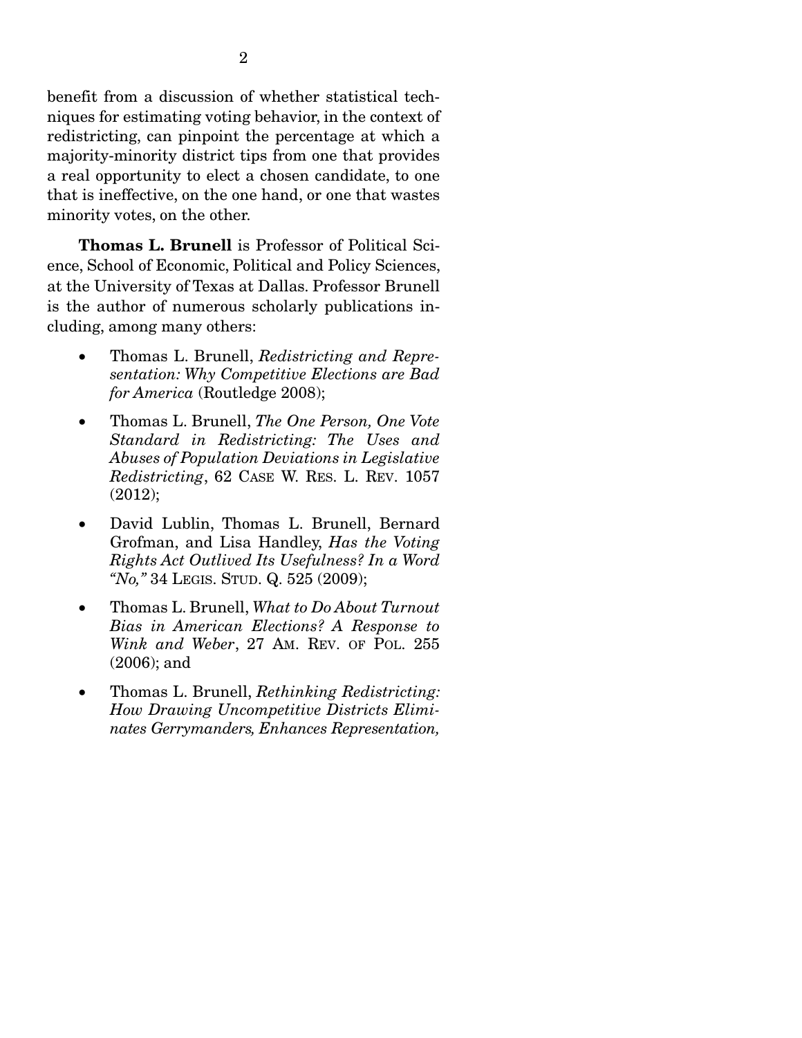benefit from a discussion of whether statistical techniques for estimating voting behavior, in the context of redistricting, can pinpoint the percentage at which a majority-minority district tips from one that provides a real opportunity to elect a chosen candidate, to one that is ineffective, on the one hand, or one that wastes minority votes, on the other.

**Thomas L. Brunell** is Professor of Political Science, School of Economic, Political and Policy Sciences, at the University of Texas at Dallas. Professor Brunell is the author of numerous scholarly publications including, among many others:

- Thomas L. Brunell, *Redistricting and Representation: Why Competitive Elections are Bad for America* (Routledge 2008);
- Thomas L. Brunell, *The One Person, One Vote Standard in Redistricting: The Uses and Abuses of Population Deviations in Legislative Redistricting*, 62 CASE W. RES. L. REV. 1057 (2012);
- David Lublin, Thomas L. Brunell, Bernard Grofman, and Lisa Handley, *Has the Voting Rights Act Outlived Its Usefulness? In a Word "No,"* 34 LEGIS. STUD. Q. 525 (2009);
- Thomas L. Brunell, *What to Do About Turnout Bias in American Elections? A Response to Wink and Weber*, 27 AM. REV. OF POL. 255 (2006); and
- Thomas L. Brunell, *Rethinking Redistricting: How Drawing Uncompetitive Districts Eliminates Gerrymanders, Enhances Representation,*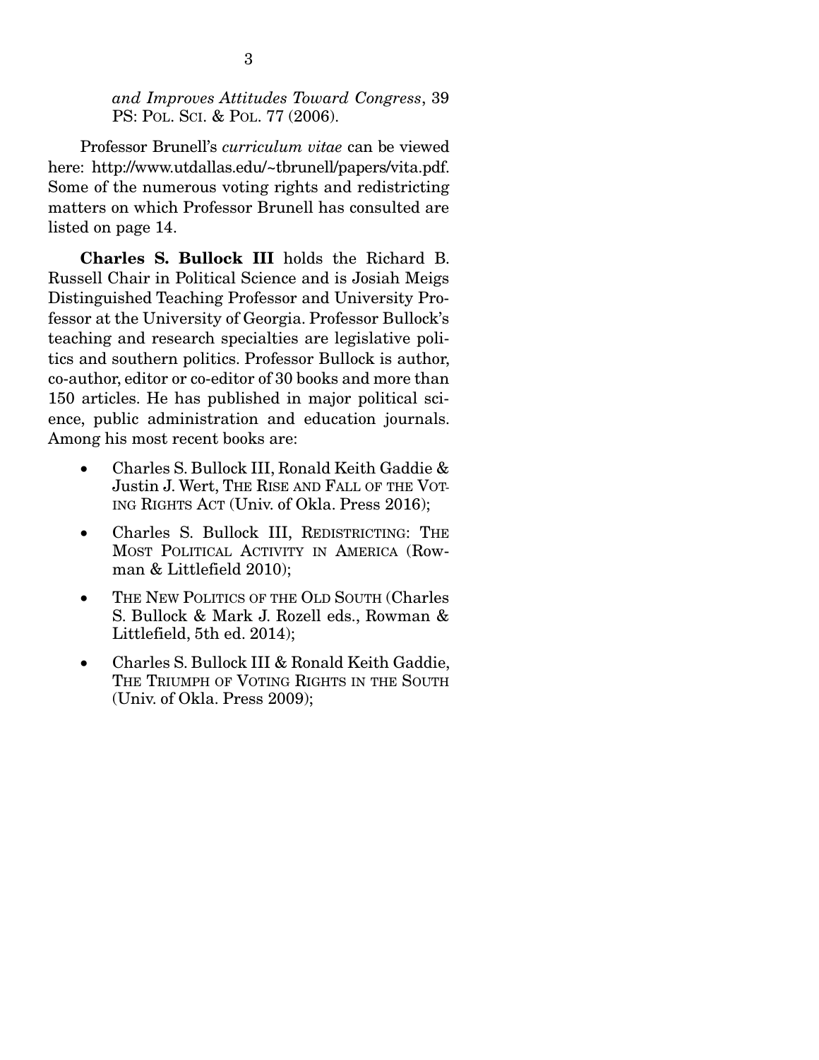*and Improves Attitudes Toward Congress*, 39 PS: POL. SCI. & POL. 77 (2006).

Professor Brunell's *curriculum vitae* can be viewed here: http://www.utdallas.edu/~tbrunell/papers/vita.pdf. Some of the numerous voting rights and redistricting matters on which Professor Brunell has consulted are listed on page 14.

**Charles S. Bullock III** holds the Richard B. Russell Chair in Political Science and is Josiah Meigs Distinguished Teaching Professor and University Professor at the University of Georgia. Professor Bullock's teaching and research specialties are legislative politics and southern politics. Professor Bullock is author, co-author, editor or co-editor of 30 books and more than 150 articles. He has published in major political science, public administration and education journals. Among his most recent books are:

- Charles S. Bullock III, Ronald Keith Gaddie & Justin J. Wert, THE RISE AND FALL OF THE VOTING RIGHTS ACT (Univ. of Okla. Press 2016);
- Charles S. Bullock III, REDISTRICTING: THE MOST POLITICAL ACTIVITY IN AMERICA (Rowman & Littlefield 2010);
- THE NEW POLITICS OF THE OLD SOUTH (Charles S. Bullock & Mark J. Rozell eds., Rowman & Littlefield, 5th ed. 2014);
- Charles S. Bullock III & Ronald Keith Gaddie, THE TRIUMPH OF VOTING RIGHTS IN THE SOUTH (Univ. of Okla. Press 2009);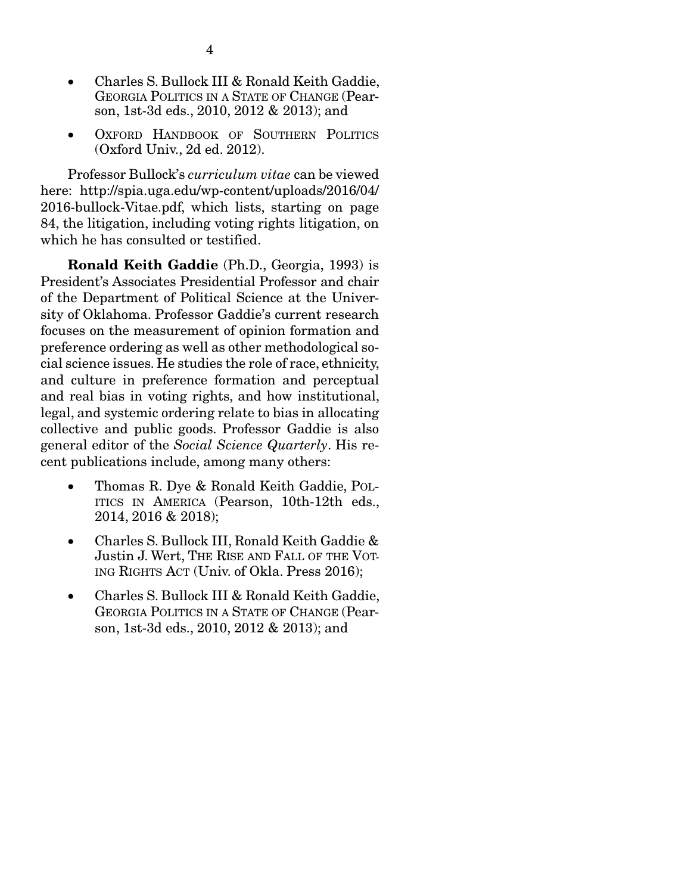- Charles S. Bullock III & Ronald Keith Gaddie, GEORGIA POLITICS IN A STATE OF CHANGE (Pearson, 1st-3d eds., 2010, 2012 & 2013); and
- OXFORD HANDBOOK OF SOUTHERN POLITICS (Oxford Univ., 2d ed. 2012).

Professor Bullock's *curriculum vitae* can be viewed here: http://spia.uga.edu/wp-content/uploads/2016/04/2016-bullock-Vitae.pdf, which lists, starting on page 84, the litigation, including voting rights litigation, on which he has consulted or testified.

**Ronald Keith Gaddie** (Ph.D., Georgia, 1993) is President's Associates Presidential Professor and chair of the Department of Political Science at the University of Oklahoma. Professor Gaddie's current research focuses on the measurement of opinion formation and preference ordering as well as other methodological social science issues. He studies the role of race, ethnicity, and culture in preference formation and perceptual and real bias in voting rights, and how institutional, legal, and systemic ordering relate to bias in allocating collective and public goods. Professor Gaddie is also general editor of the *Social Science Quarterly*. His recent publications include, among many others:

- Thomas R. Dye & Ronald Keith Gaddie, POLITICS IN AMERICA (Pearson, 10th-12th eds., 2014, 2016 & 2018);
- Charles S. Bullock III, Ronald Keith Gaddie & Justin J. Wert, THE RISE AND FALL OF THE VOTING RIGHTS ACT (Univ. of Okla. Press 2016);
- Charles S. Bullock III & Ronald Keith Gaddie, GEORGIA POLITICS IN A STATE OF CHANGE (Pearson, 1st-3d eds., 2010, 2012 & 2013); and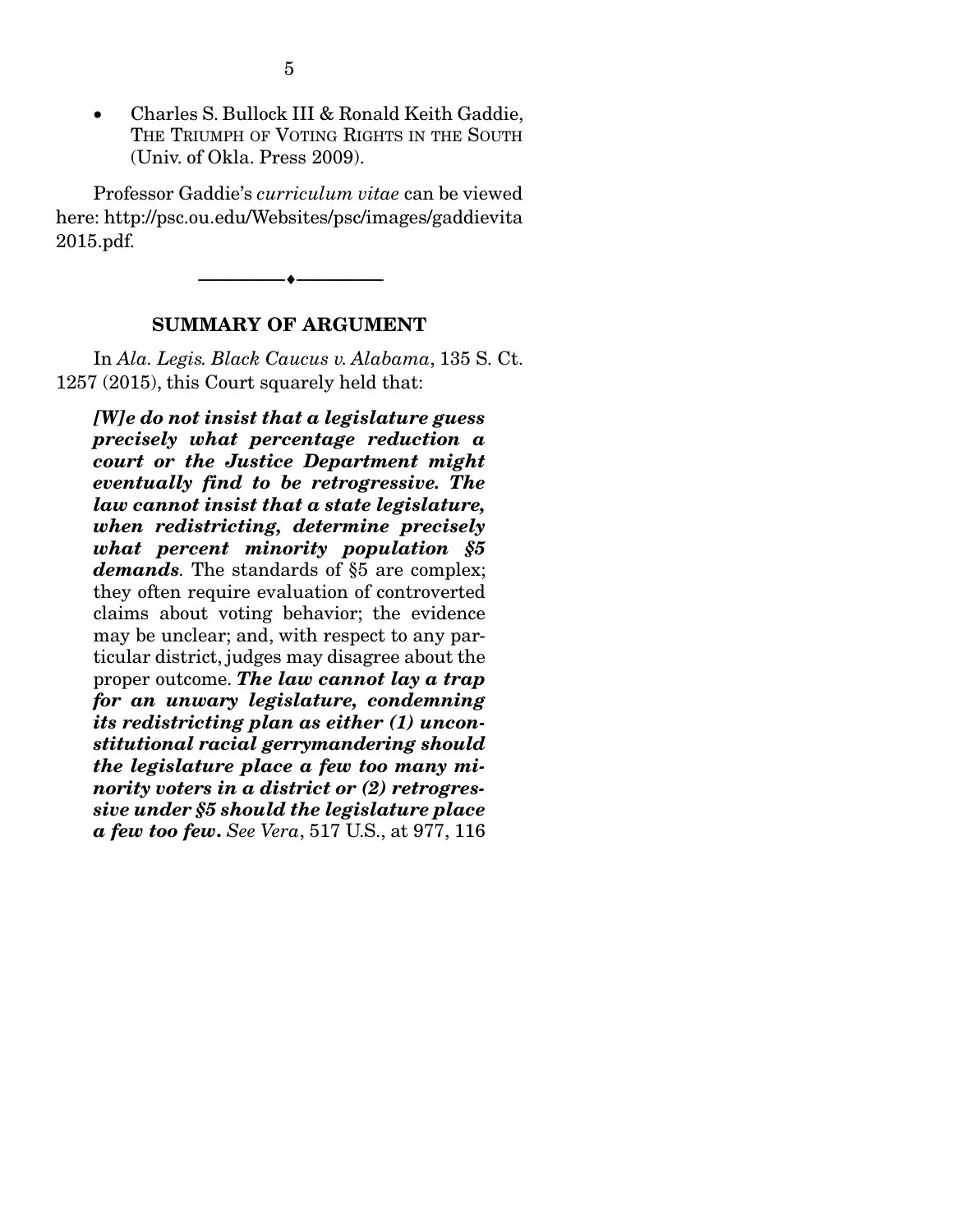- Charles S. Bullock III & Ronald Keith Gaddie, THE TRIUMPH OF VOTING RIGHTS IN THE SOUTH (Univ. of Okla. Press 2009).

Professor Gaddie's *curriculum vitae* can be viewed here: http://psc.ou.edu/Websites/psc/images/gaddievita2015.pdf.

---

## SUMMARY OF ARGUMENT

In *Ala. Legis. Black Caucus v. Alabama*, 135 S. Ct. 1257 (2015), this Court squarely held that:

> ***[W]e do not insist that a legislature guess precisely what percentage reduction a court or the Justice Department might eventually find to be retrogressive. The law cannot insist that a state legislature, when redistricting, determine precisely what percent minority population §5 demands.*** The standards of §5 are complex; they often require evaluation of controverted claims about voting behavior; the evidence may be unclear; and, with respect to any particular district, judges may disagree about the proper outcome. ***The law cannot lay a trap for an unwary legislature, condemning its redistricting plan as either (1) unconstitutional racial gerrymandering should the legislature place a few too many minority voters in a district or (2) retrogressive under §5 should the legislature place a few too few.*** *See Vera*, 517 U.S., at 977, 116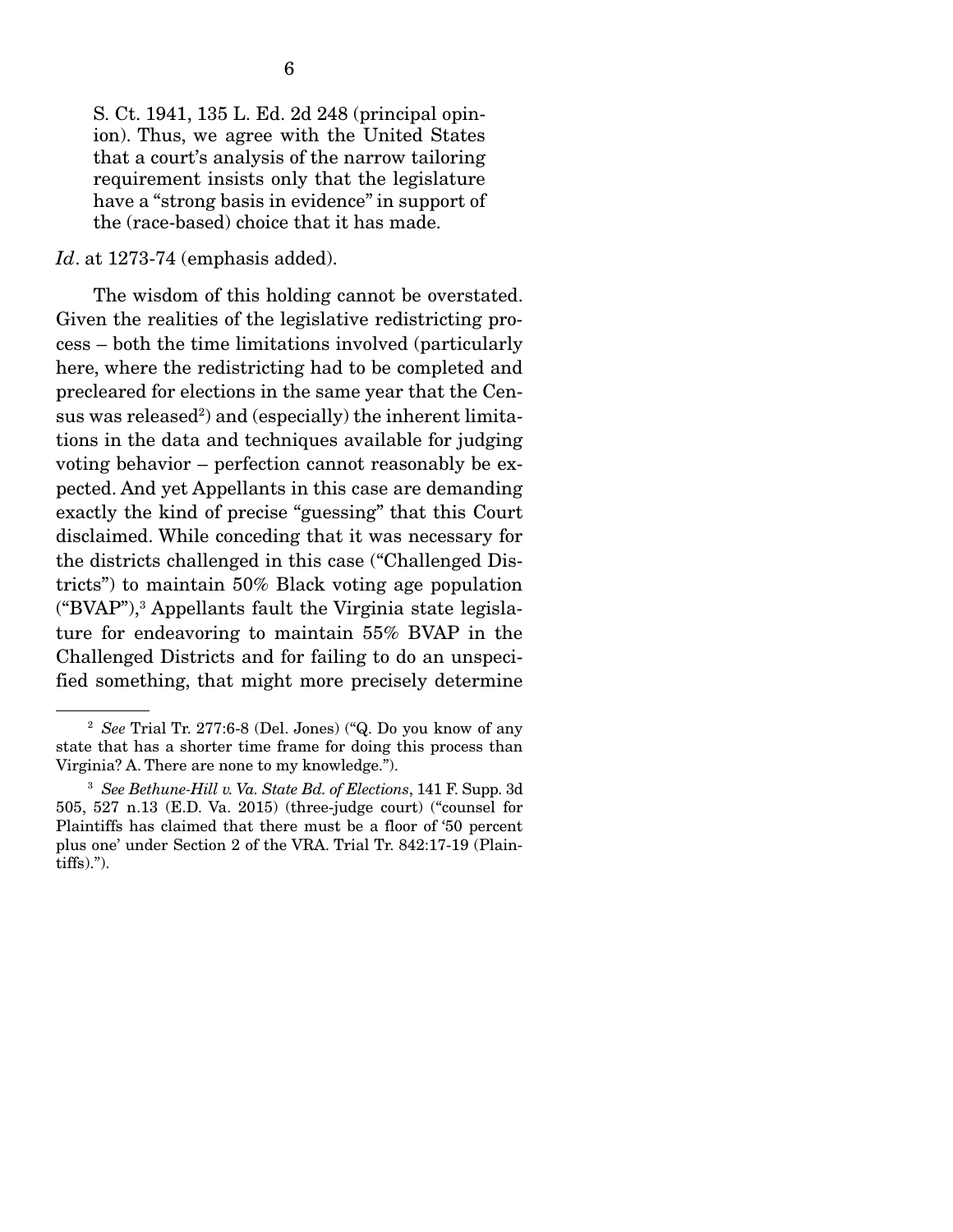S. Ct. 1941, 135 L. Ed. 2d 248 (principal opinion). Thus, we agree with the United States that a court's analysis of the narrow tailoring requirement insists only that the legislature have a "strong basis in evidence" in support of the (race-based) choice that it has made.

*Id*. at 1273-74 (emphasis added).

The wisdom of this holding cannot be overstated. Given the realities of the legislative redistricting process – both the time limitations involved (particularly here, where the redistricting had to be completed and precleared for elections in the same year that the Census was released[2]) and (especially) the inherent limitations in the data and techniques available for judging voting behavior – perfection cannot reasonably be expected. And yet Appellants in this case are demanding exactly the kind of precise "guessing" that this Court disclaimed. While conceding that it was necessary for the districts challenged in this case ("Challenged Districts") to maintain 50% Black voting age population ("BVAP"),[3] Appellants fault the Virginia state legislature for endeavoring to maintain 55% BVAP in the Challenged Districts and for failing to do an unspecified something, that might more precisely determine

---

[2] *See* Trial Tr. 277:6-8 (Del. Jones) ("Q. Do you know of any state that has a shorter time frame for doing this process than Virginia? A. There are none to my knowledge.").

[3] *See Bethune-Hill v. Va. State Bd. of Elections*, 141 F. Supp. 3d 505, 527 n.13 (E.D. Va. 2015) (three-judge court) ("counsel for Plaintiffs has claimed that there must be a floor of '50 percent plus one' under Section 2 of the VRA. Trial Tr. 842:17-19 (Plaintiffs).").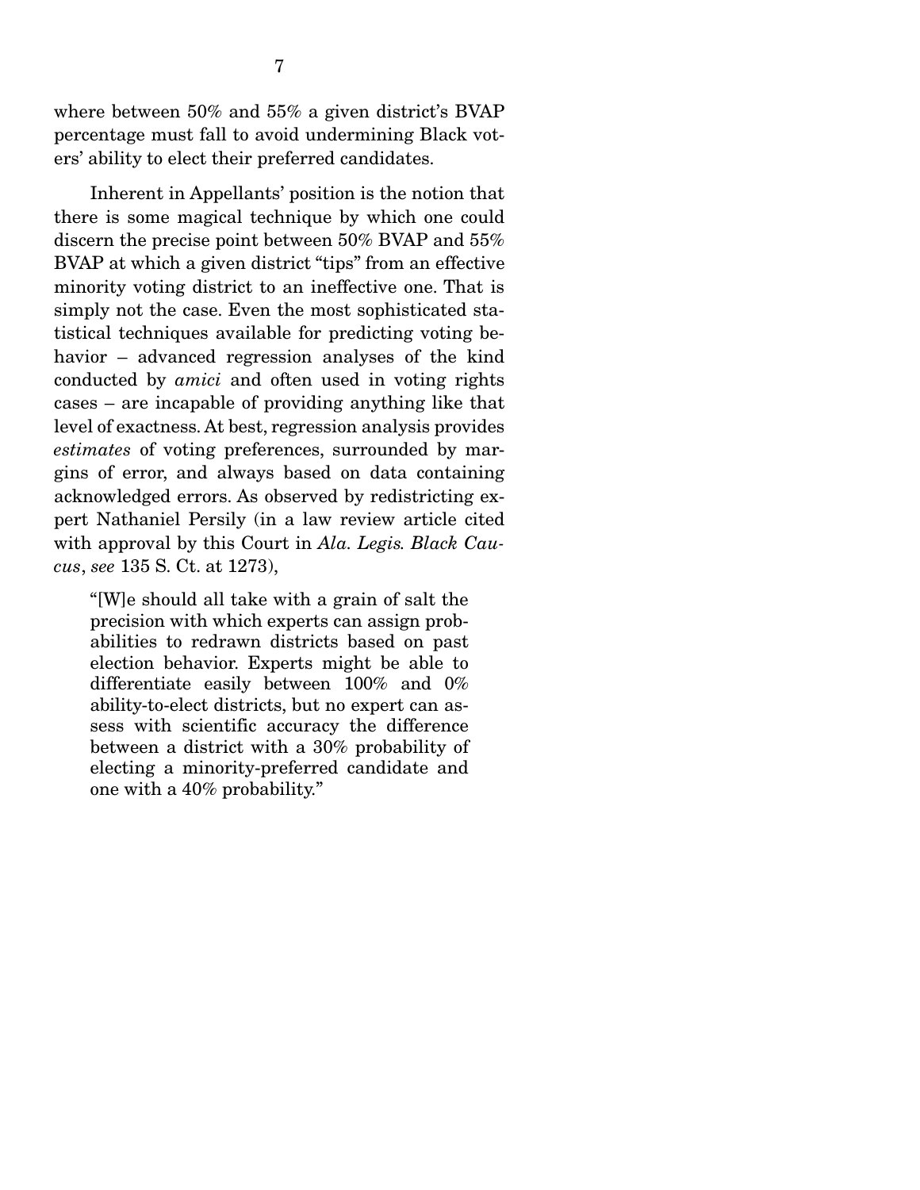where between 50% and 55% a given district's BVAP percentage must fall to avoid undermining Black voters' ability to elect their preferred candidates.

Inherent in Appellants' position is the notion that there is some magical technique by which one could discern the precise point between 50% BVAP and 55% BVAP at which a given district "tips" from an effective minority voting district to an ineffective one. That is simply not the case. Even the most sophisticated statistical techniques available for predicting voting behavior – advanced regression analyses of the kind conducted by *amici* and often used in voting rights cases – are incapable of providing anything like that level of exactness. At best, regression analysis provides *estimates* of voting preferences, surrounded by margins of error, and always based on data containing acknowledged errors. As observed by redistricting expert Nathaniel Persily (in a law review article cited with approval by this Court in *Ala. Legis. Black Caucus*, *see* 135 S. Ct. at 1273),

> "[W]e should all take with a grain of salt the precision with which experts can assign probabilities to redrawn districts based on past election behavior. Experts might be able to differentiate easily between 100% and 0% ability-to-elect districts, but no expert can assess with scientific accuracy the difference between a district with a 30% probability of electing a minority-preferred candidate and one with a 40% probability."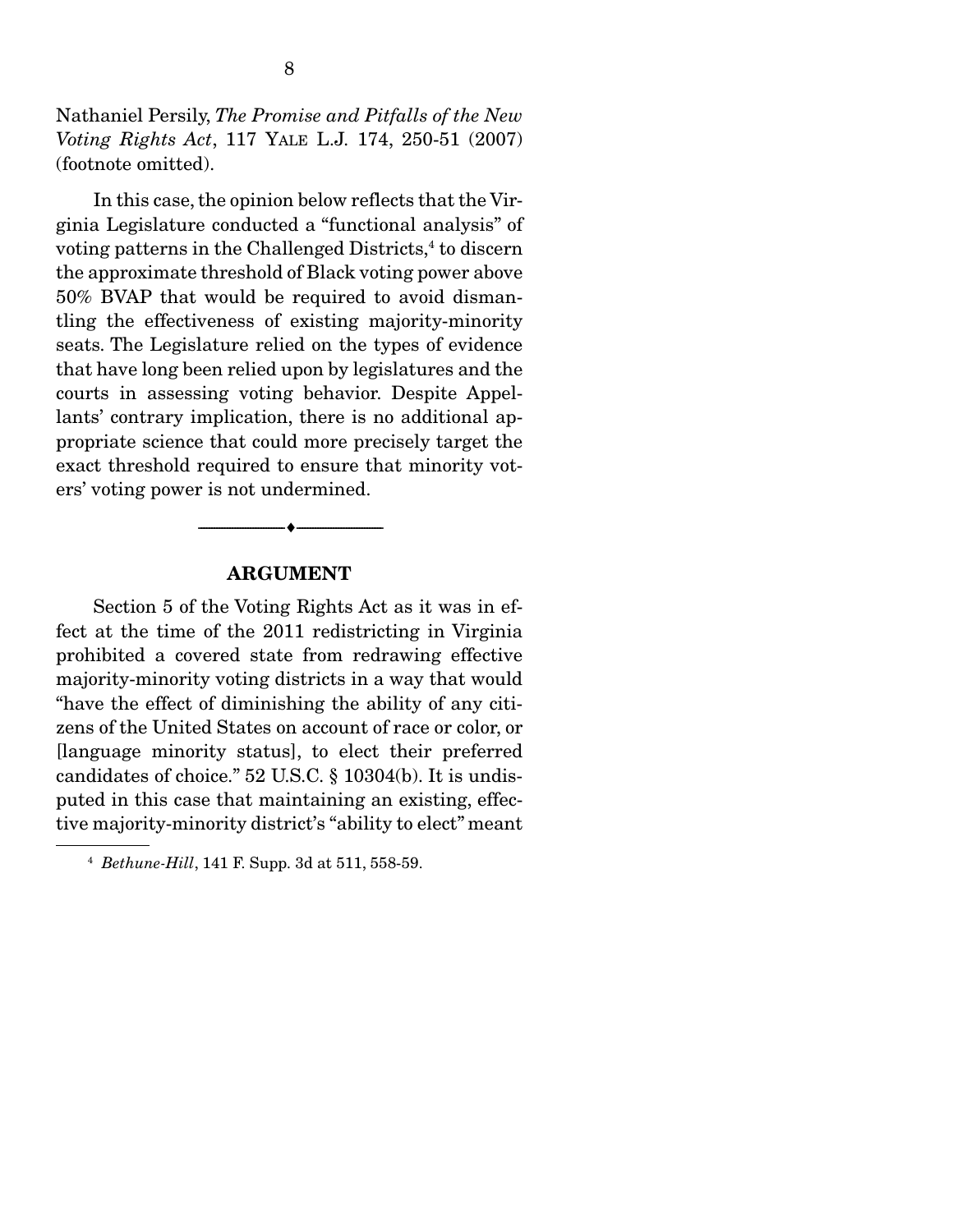Nathaniel Persily, *The Promise and Pitfalls of the New Voting Rights Act*, 117 YALE L.J. 174, 250-51 (2007) (footnote omitted).

In this case, the opinion below reflects that the Virginia Legislature conducted a "functional analysis" of voting patterns in the Challenged Districts,[4] to discern the approximate threshold of Black voting power above 50% BVAP that would be required to avoid dismantling the effectiveness of existing majority-minority seats. The Legislature relied on the types of evidence that have long been relied upon by legislatures and the courts in assessing voting behavior. Despite Appellants' contrary implication, there is no additional appropriate science that could more precisely target the exact threshold required to ensure that minority voters' voting power is not undermined.

---

## ARGUMENT

Section 5 of the Voting Rights Act as it was in effect at the time of the 2011 redistricting in Virginia prohibited a covered state from redrawing effective majority-minority voting districts in a way that would "have the effect of diminishing the ability of any citizens of the United States on account of race or color, or [language minority status], to elect their preferred candidates of choice." 52 U.S.C. § 10304(b). It is undisputed in this case that maintaining an existing, effective majority-minority district's "ability to elect" meant

[4] *Bethune-Hill*, 141 F. Supp. 3d at 511, 558-59.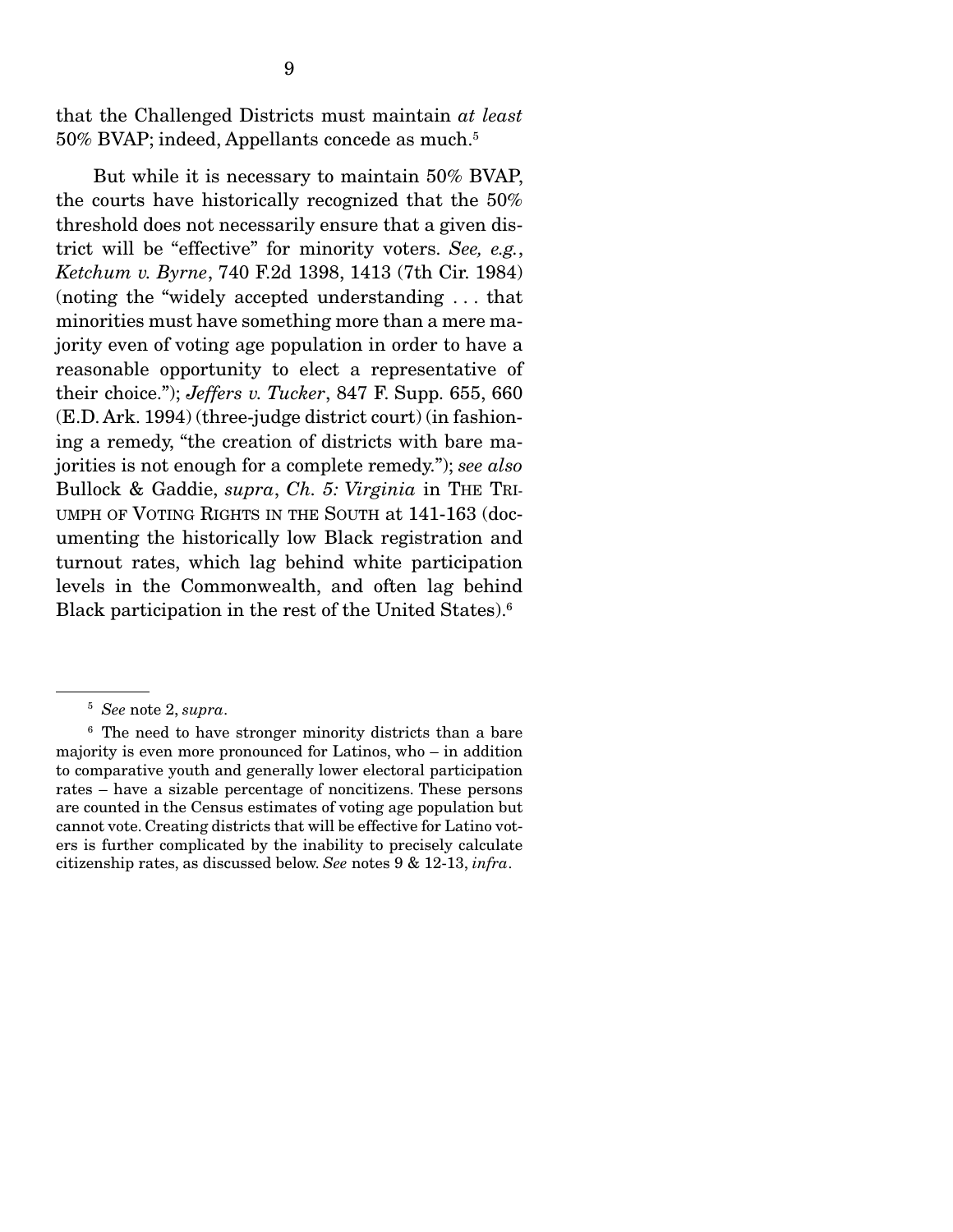that the Challenged Districts must maintain *at least* 50% BVAP; indeed, Appellants concede as much.[5]

But while it is necessary to maintain 50% BVAP, the courts have historically recognized that the 50% threshold does not necessarily ensure that a given district will be "effective" for minority voters. *See, e.g.*, *Ketchum v. Byrne*, 740 F.2d 1398, 1413 (7th Cir. 1984) (noting the "widely accepted understanding . . . that minorities must have something more than a mere majority even of voting age population in order to have a reasonable opportunity to elect a representative of their choice."); *Jeffers v. Tucker*, 847 F. Supp. 655, 660 (E.D. Ark. 1994) (three-judge district court) (in fashioning a remedy, "the creation of districts with bare majorities is not enough for a complete remedy."); *see also* Bullock & Gaddie, *supra*, *Ch. 5: Virginia* in THE TRIUMPH OF VOTING RIGHTS IN THE SOUTH at 141-163 (documenting the historically low Black registration and turnout rates, which lag behind white participation levels in the Commonwealth, and often lag behind Black participation in the rest of the United States).[6]

---

[5] *See* note 2, *supra*.

[6] The need to have stronger minority districts than a bare majority is even more pronounced for Latinos, who – in addition to comparative youth and generally lower electoral participation rates – have a sizable percentage of noncitizens. These persons are counted in the Census estimates of voting age population but cannot vote. Creating districts that will be effective for Latino voters is further complicated by the inability to precisely calculate citizenship rates, as discussed below. *See* notes 9 & 12-13, *infra*.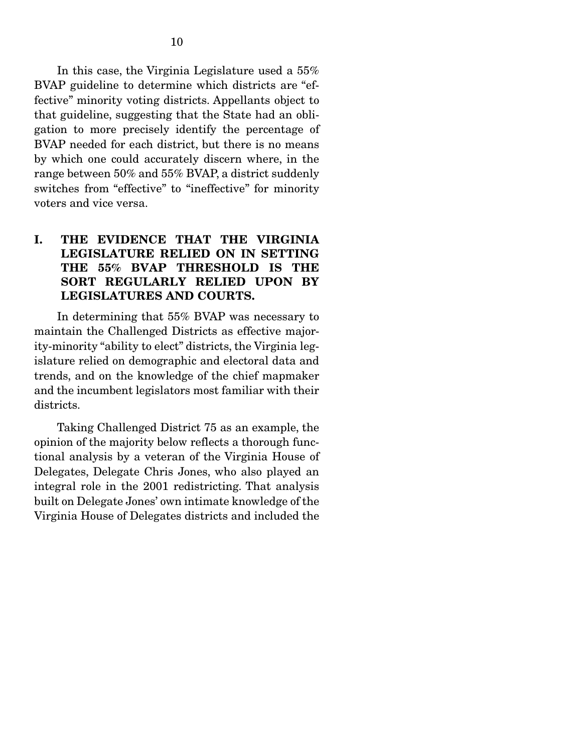In this case, the Virginia Legislature used a 55% BVAP guideline to determine which districts are "effective" minority voting districts. Appellants object to that guideline, suggesting that the State had an obligation to more precisely identify the percentage of BVAP needed for each district, but there is no means by which one could accurately discern where, in the range between 50% and 55% BVAP, a district suddenly switches from "effective" to "ineffective" for minority voters and vice versa.

## I. THE EVIDENCE THAT THE VIRGINIA LEGISLATURE RELIED ON IN SETTING THE 55% BVAP THRESHOLD IS THE SORT REGULARLY RELIED UPON BY LEGISLATURES AND COURTS.

In determining that 55% BVAP was necessary to maintain the Challenged Districts as effective majority-minority "ability to elect" districts, the Virginia legislature relied on demographic and electoral data and trends, and on the knowledge of the chief mapmaker and the incumbent legislators most familiar with their districts.

Taking Challenged District 75 as an example, the opinion of the majority below reflects a thorough functional analysis by a veteran of the Virginia House of Delegates, Delegate Chris Jones, who also played an integral role in the 2001 redistricting. That analysis built on Delegate Jones' own intimate knowledge of the Virginia House of Delegates districts and included the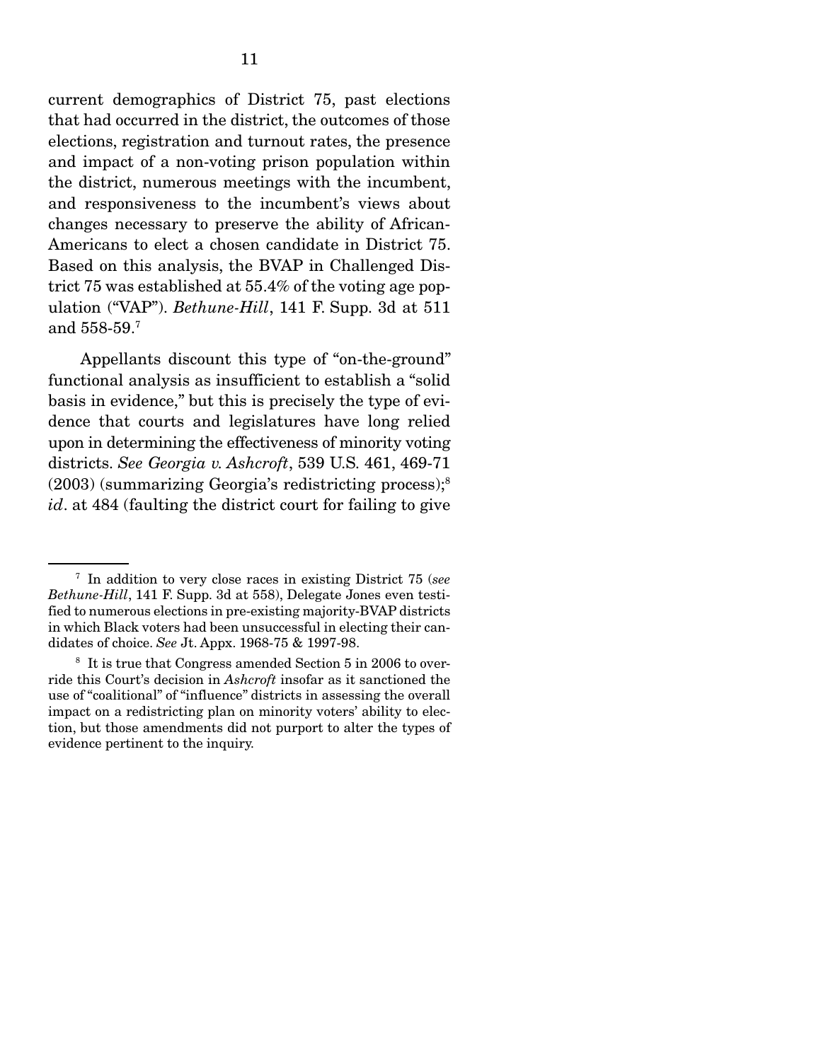current demographics of District 75, past elections that had occurred in the district, the outcomes of those elections, registration and turnout rates, the presence and impact of a non-voting prison population within the district, numerous meetings with the incumbent, and responsiveness to the incumbent's views about changes necessary to preserve the ability of African-Americans to elect a chosen candidate in District 75. Based on this analysis, the BVAP in Challenged District 75 was established at 55.4% of the voting age population ("VAP"). *Bethune-Hill*, 141 F. Supp. 3d at 511 and 558-59.[7]

Appellants discount this type of "on-the-ground" functional analysis as insufficient to establish a "solid basis in evidence," but this is precisely the type of evidence that courts and legislatures have long relied upon in determining the effectiveness of minority voting districts. *See Georgia v. Ashcroft*, 539 U.S. 461, 469-71 (2003) (summarizing Georgia's redistricting process);[8] *id*. at 484 (faulting the district court for failing to give

---

[7] In addition to very close races in existing District 75 (*see Bethune-Hill*, 141 F. Supp. 3d at 558), Delegate Jones even testified to numerous elections in pre-existing majority-BVAP districts in which Black voters had been unsuccessful in electing their candidates of choice. *See* Jt. Appx. 1968-75 & 1997-98.

[8] It is true that Congress amended Section 5 in 2006 to override this Court's decision in *Ashcroft* insofar as it sanctioned the use of "coalitional" of "influence" districts in assessing the overall impact on a redistricting plan on minority voters' ability to election, but those amendments did not purport to alter the types of evidence pertinent to the inquiry.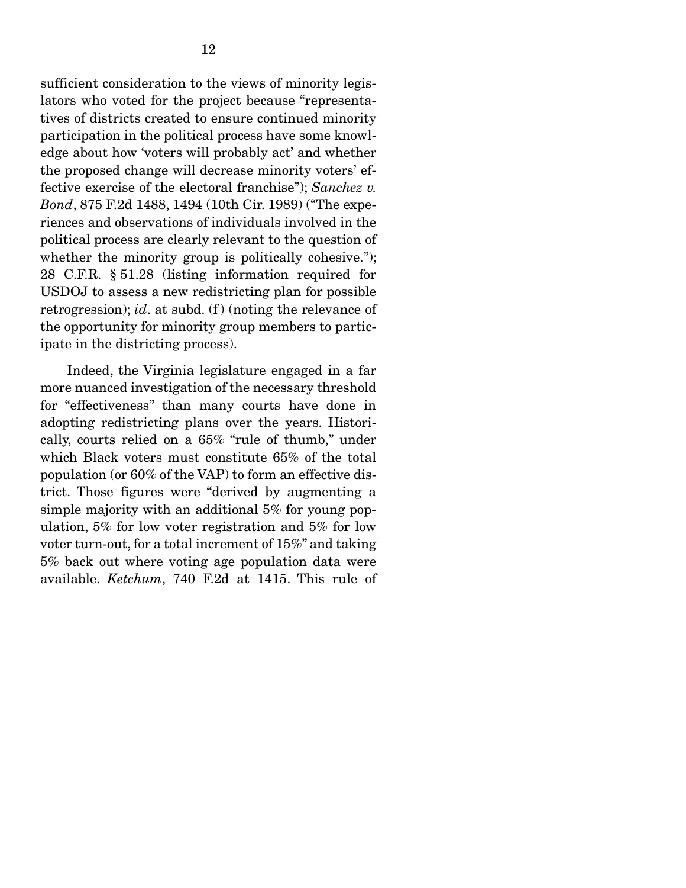sufficient consideration to the views of minority legislators who voted for the project because "representatives of districts created to ensure continued minority participation in the political process have some knowledge about how 'voters will probably act' and whether the proposed change will decrease minority voters' effective exercise of the electoral franchise"); *Sanchez v. Bond*, 875 F.2d 1488, 1494 (10th Cir. 1989) ("The experiences and observations of individuals involved in the political process are clearly relevant to the question of whether the minority group is politically cohesive."); 28 C.F.R. § 51.28 (listing information required for USDOJ to assess a new redistricting plan for possible retrogression); *id*. at subd. (f) (noting the relevance of the opportunity for minority group members to participate in the districting process).

Indeed, the Virginia legislature engaged in a far more nuanced investigation of the necessary threshold for "effectiveness" than many courts have done in adopting redistricting plans over the years. Historically, courts relied on a 65% "rule of thumb," under which Black voters must constitute 65% of the total population (or 60% of the VAP) to form an effective district. Those figures were "derived by augmenting a simple majority with an additional 5% for young population, 5% for low voter registration and 5% for low voter turn-out, for a total increment of 15%" and taking 5% back out where voting age population data were available. *Ketchum*, 740 F.2d at 1415. This rule of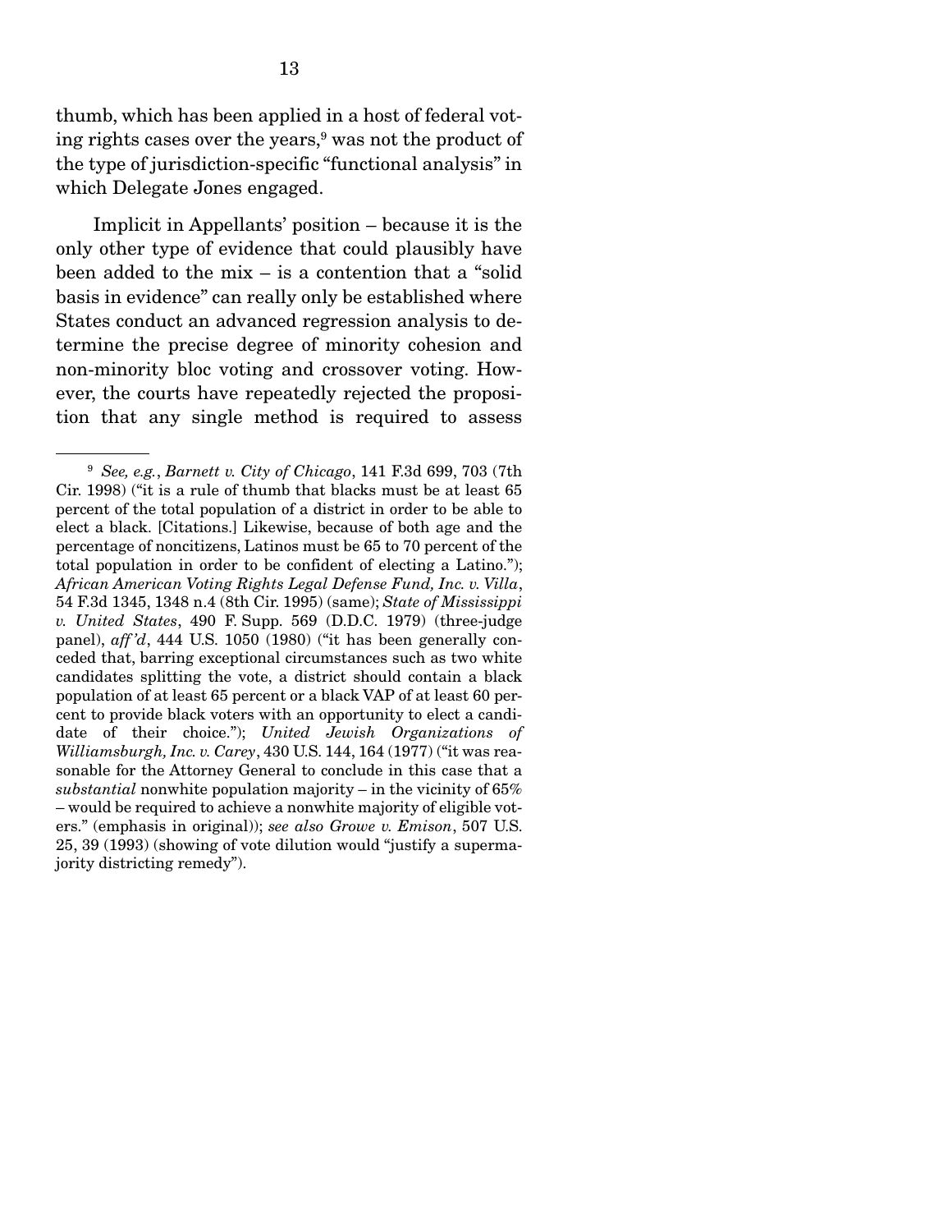thumb, which has been applied in a host of federal voting rights cases over the years,[9] was not the product of the type of jurisdiction-specific "functional analysis" in which Delegate Jones engaged.

Implicit in Appellants' position – because it is the only other type of evidence that could plausibly have been added to the mix – is a contention that a "solid basis in evidence" can really only be established where States conduct an advanced regression analysis to determine the precise degree of minority cohesion and non-minority bloc voting and crossover voting. However, the courts have repeatedly rejected the proposition that any single method is required to assess

---

[9] *See, e.g.*, *Barnett v. City of Chicago*, 141 F.3d 699, 703 (7th Cir. 1998) ("it is a rule of thumb that blacks must be at least 65 percent of the total population of a district in order to be able to elect a black. [Citations.] Likewise, because of both age and the percentage of noncitizens, Latinos must be 65 to 70 percent of the total population in order to be confident of electing a Latino."); *African American Voting Rights Legal Defense Fund, Inc. v. Villa*, 54 F.3d 1345, 1348 n.4 (8th Cir. 1995) (same); *State of Mississippi v. United States*, 490 F. Supp. 569 (D.D.C. 1979) (three-judge panel), *aff'd*, 444 U.S. 1050 (1980) ("it has been generally conceded that, barring exceptional circumstances such as two white candidates splitting the vote, a district should contain a black population of at least 65 percent or a black VAP of at least 60 percent to provide black voters with an opportunity to elect a candidate of their choice."); *United Jewish Organizations of Williamsburgh, Inc. v. Carey*, 430 U.S. 144, 164 (1977) ("it was reasonable for the Attorney General to conclude in this case that a *substantial* nonwhite population majority – in the vicinity of 65% – would be required to achieve a nonwhite majority of eligible voters." (emphasis in original)); *see also Growe v. Emison*, 507 U.S. 25, 39 (1993) (showing of vote dilution would "justify a supermajority districting remedy").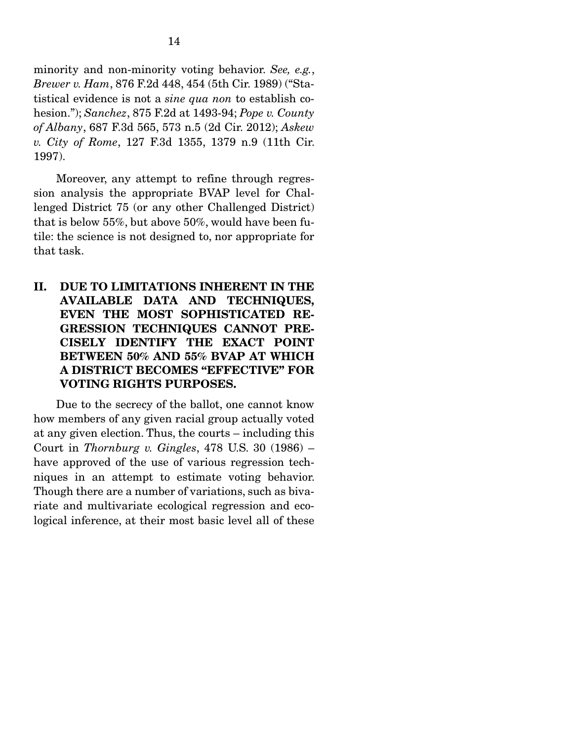minority and non-minority voting behavior. *See, e.g.*, *Brewer v. Ham*, 876 F.2d 448, 454 (5th Cir. 1989) ("Statistical evidence is not a *sine qua non* to establish cohesion."); *Sanchez*, 875 F.2d at 1493-94; *Pope v. County of Albany*, 687 F.3d 565, 573 n.5 (2d Cir. 2012); *Askew v. City of Rome*, 127 F.3d 1355, 1379 n.9 (11th Cir. 1997).

Moreover, any attempt to refine through regression analysis the appropriate BVAP level for Challenged District 75 (or any other Challenged District) that is below 55%, but above 50%, would have been futile: the science is not designed to, nor appropriate for that task.

## II. DUE TO LIMITATIONS INHERENT IN THE AVAILABLE DATA AND TECHNIQUES, EVEN THE MOST SOPHISTICATED REGRESSION TECHNIQUES CANNOT PRECISELY IDENTIFY THE EXACT POINT BETWEEN 50% AND 55% BVAP AT WHICH A DISTRICT BECOMES "EFFECTIVE" FOR VOTING RIGHTS PURPOSES.

Due to the secrecy of the ballot, one cannot know how members of any given racial group actually voted at any given election. Thus, the courts – including this Court in *Thornburg v. Gingles*, 478 U.S. 30 (1986) – have approved of the use of various regression techniques in an attempt to estimate voting behavior. Though there are a number of variations, such as bivariate and multivariate ecological regression and ecological inference, at their most basic level all of these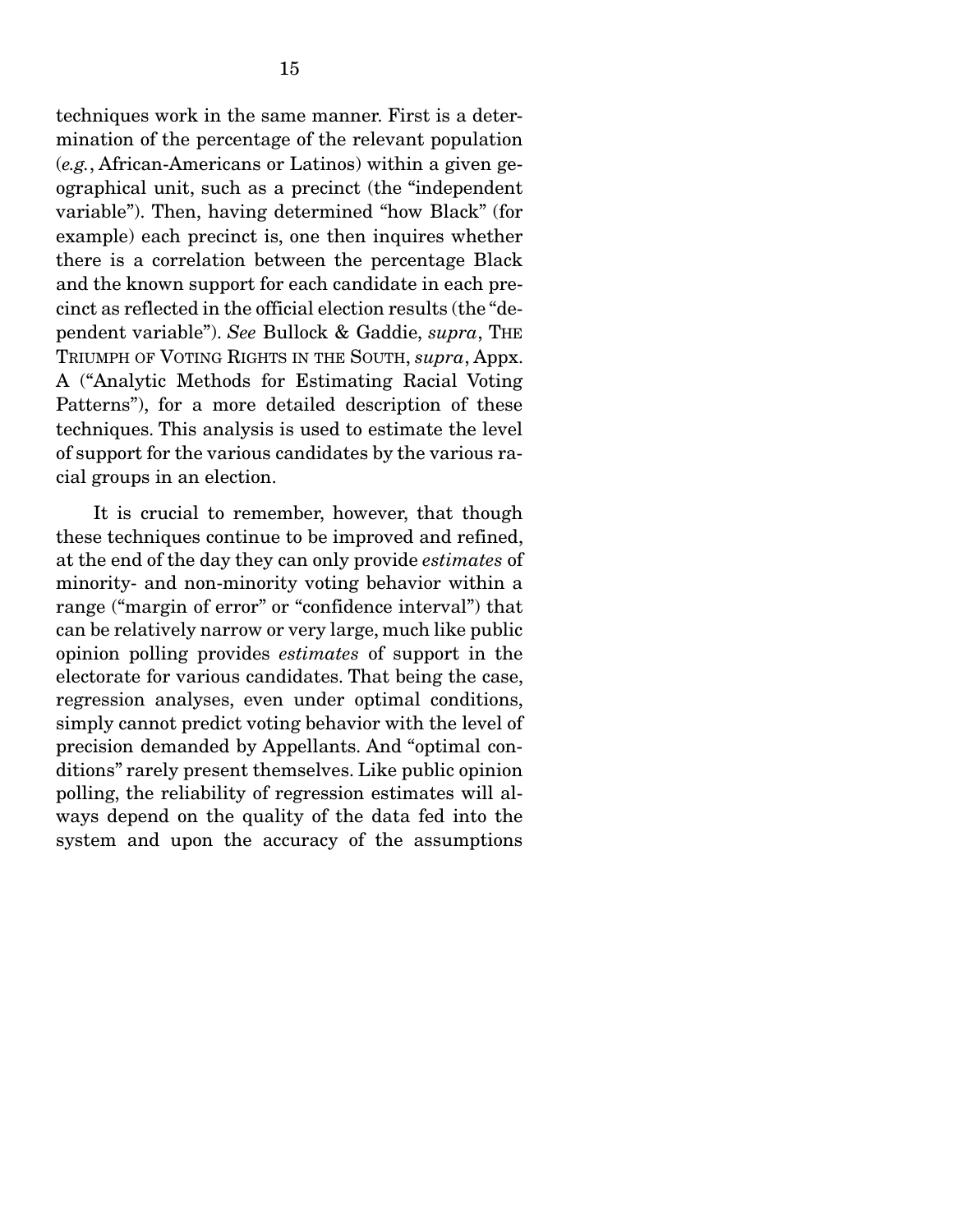techniques work in the same manner. First is a determination of the percentage of the relevant population (*e.g.*, African-Americans or Latinos) within a given geographical unit, such as a precinct (the "independent variable"). Then, having determined "how Black" (for example) each precinct is, one then inquires whether there is a correlation between the percentage Black and the known support for each candidate in each precinct as reflected in the official election results (the "dependent variable"). *See* Bullock & Gaddie, *supra*, THE TRIUMPH OF VOTING RIGHTS IN THE SOUTH, *supra*, Appx. A ("Analytic Methods for Estimating Racial Voting Patterns"), for a more detailed description of these techniques. This analysis is used to estimate the level of support for the various candidates by the various racial groups in an election.

It is crucial to remember, however, that though these techniques continue to be improved and refined, at the end of the day they can only provide *estimates* of minority- and non-minority voting behavior within a range ("margin of error" or "confidence interval") that can be relatively narrow or very large, much like public opinion polling provides *estimates* of support in the electorate for various candidates. That being the case, regression analyses, even under optimal conditions, simply cannot predict voting behavior with the level of precision demanded by Appellants. And "optimal conditions" rarely present themselves. Like public opinion polling, the reliability of regression estimates will always depend on the quality of the data fed into the system and upon the accuracy of the assumptions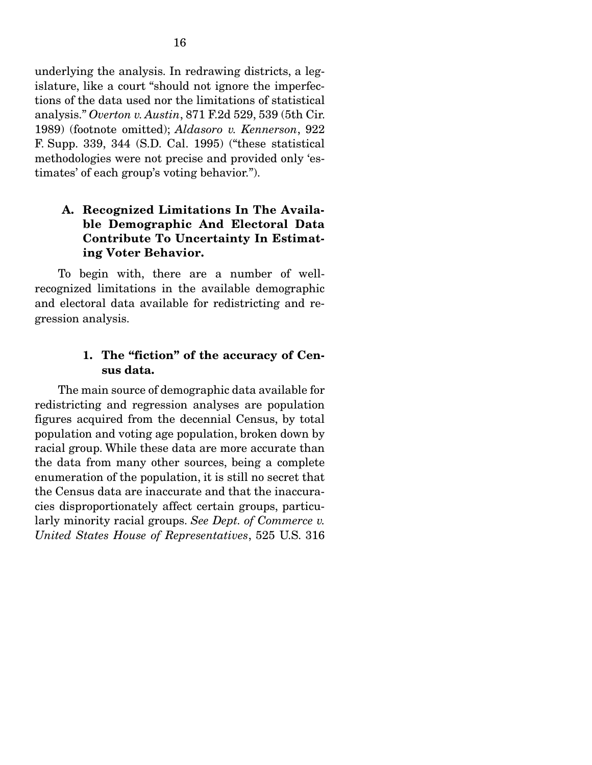underlying the analysis. In redrawing districts, a legislature, like a court "should not ignore the imperfections of the data used nor the limitations of statistical analysis." *Overton v. Austin*, 871 F.2d 529, 539 (5th Cir. 1989) (footnote omitted); *Aldasoro v. Kennerson*, 922 F. Supp. 339, 344 (S.D. Cal. 1995) ("these statistical methodologies were not precise and provided only 'estimates' of each group's voting behavior.").

### A. Recognized Limitations In The Available Demographic And Electoral Data Contribute To Uncertainty In Estimating Voter Behavior.

To begin with, there are a number of well-recognized limitations in the available demographic and electoral data available for redistricting and regression analysis.

#### 1. The "fiction" of the accuracy of Census data.

The main source of demographic data available for redistricting and regression analyses are population figures acquired from the decennial Census, by total population and voting age population, broken down by racial group. While these data are more accurate than the data from many other sources, being a complete enumeration of the population, it is still no secret that the Census data are inaccurate and that the inaccuracies disproportionately affect certain groups, particularly minority racial groups. *See Dept. of Commerce v. United States House of Representatives*, 525 U.S. 316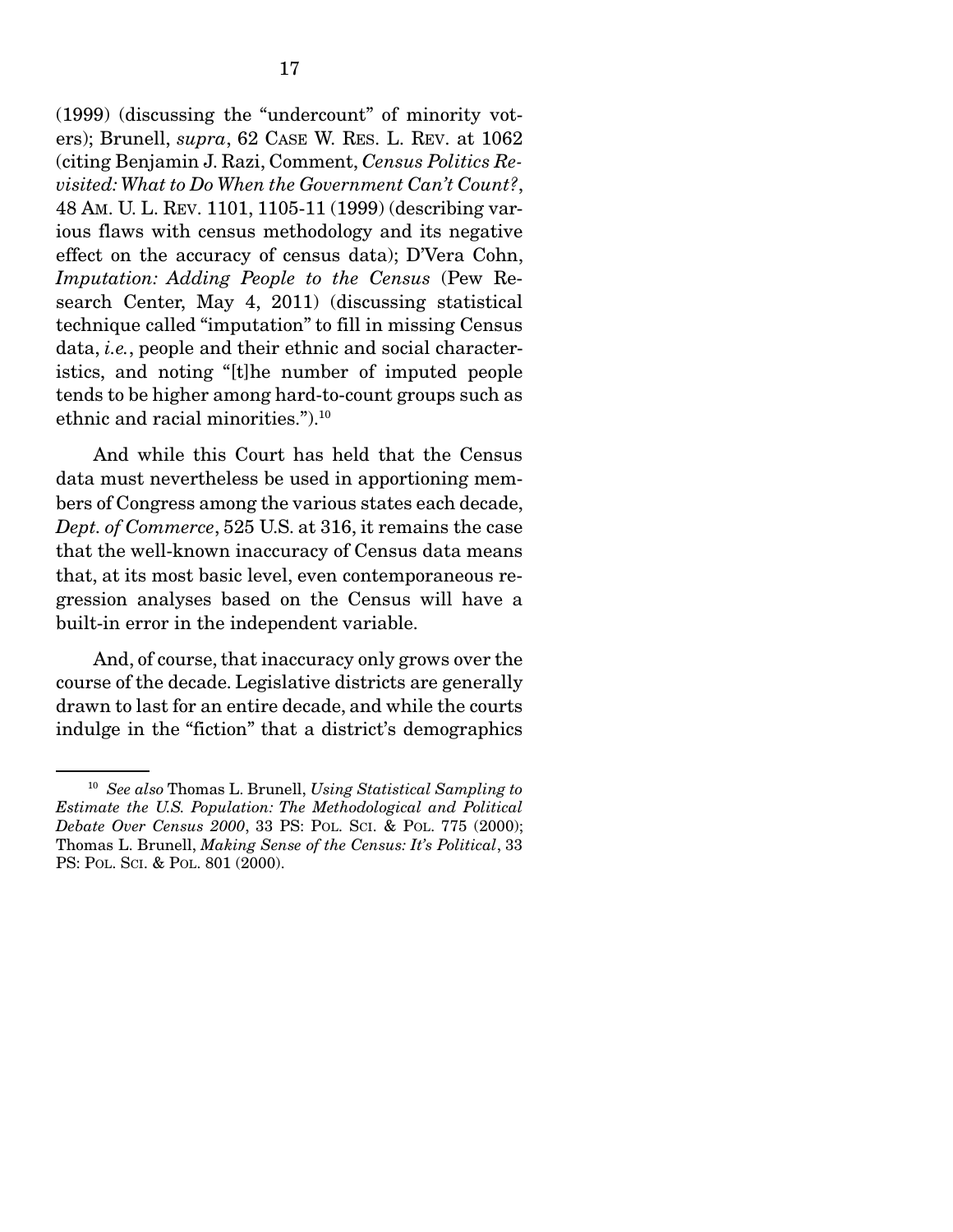(1999) (discussing the "undercount" of minority voters); Brunell, *supra*, 62 CASE W. RES. L. REV. at 1062 (citing Benjamin J. Razi, Comment, *Census Politics Revisited: What to Do When the Government Can't Count?*, 48 AM. U. L. REV. 1101, 1105-11 (1999) (describing various flaws with census methodology and its negative effect on the accuracy of census data); D'Vera Cohn, *Imputation: Adding People to the Census* (Pew Research Center, May 4, 2011) (discussing statistical technique called "imputation" to fill in missing Census data, *i.e.*, people and their ethnic and social characteristics, and noting "[t]he number of imputed people tends to be higher among hard-to-count groups such as ethnic and racial minorities.").[10]

And while this Court has held that the Census data must nevertheless be used in apportioning members of Congress among the various states each decade, *Dept. of Commerce*, 525 U.S. at 316, it remains the case that the well-known inaccuracy of Census data means that, at its most basic level, even contemporaneous regression analyses based on the Census will have a built-in error in the independent variable.

And, of course, that inaccuracy only grows over the course of the decade. Legislative districts are generally drawn to last for an entire decade, and while the courts indulge in the "fiction" that a district's demographics

---

[10] *See also* Thomas L. Brunell, *Using Statistical Sampling to Estimate the U.S. Population: The Methodological and Political Debate Over Census 2000*, 33 PS: POL. SCI. & POL. 775 (2000); Thomas L. Brunell, *Making Sense of the Census: It's Political*, 33 PS: POL. SCI. & POL. 801 (2000).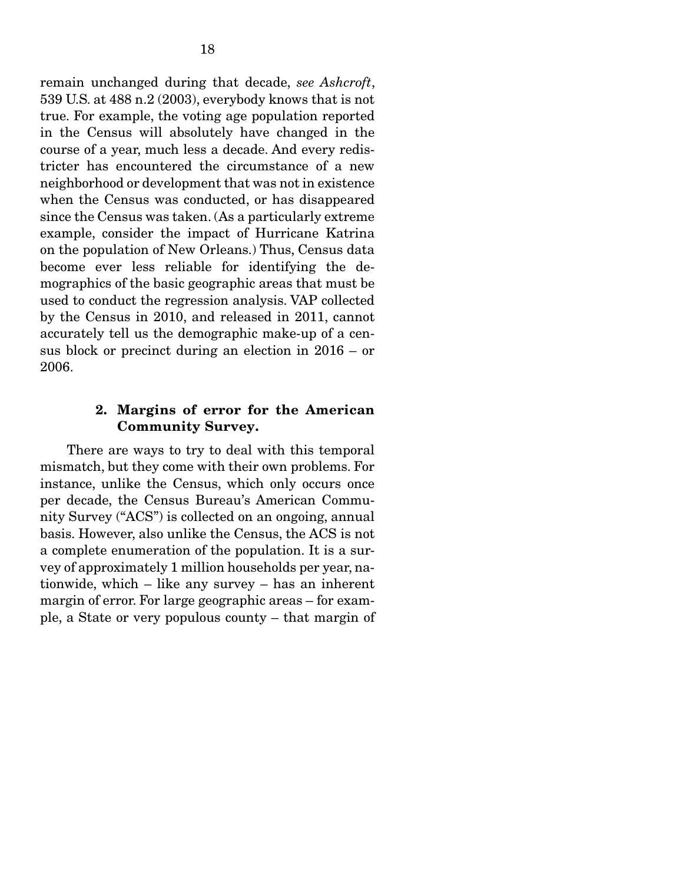remain unchanged during that decade, *see Ashcroft*, 539 U.S. at 488 n.2 (2003), everybody knows that is not true. For example, the voting age population reported in the Census will absolutely have changed in the course of a year, much less a decade. And every redistricter has encountered the circumstance of a new neighborhood or development that was not in existence when the Census was conducted, or has disappeared since the Census was taken. (As a particularly extreme example, consider the impact of Hurricane Katrina on the population of New Orleans.) Thus, Census data become ever less reliable for identifying the demographics of the basic geographic areas that must be used to conduct the regression analysis. VAP collected by the Census in 2010, and released in 2011, cannot accurately tell us the demographic make-up of a census block or precinct during an election in 2016 – or 2006.

### 2. Margins of error for the American Community Survey.

There are ways to try to deal with this temporal mismatch, but they come with their own problems. For instance, unlike the Census, which only occurs once per decade, the Census Bureau's American Community Survey ("ACS") is collected on an ongoing, annual basis. However, also unlike the Census, the ACS is not a complete enumeration of the population. It is a survey of approximately 1 million households per year, nationwide, which – like any survey – has an inherent margin of error. For large geographic areas – for example, a State or very populous county – that margin of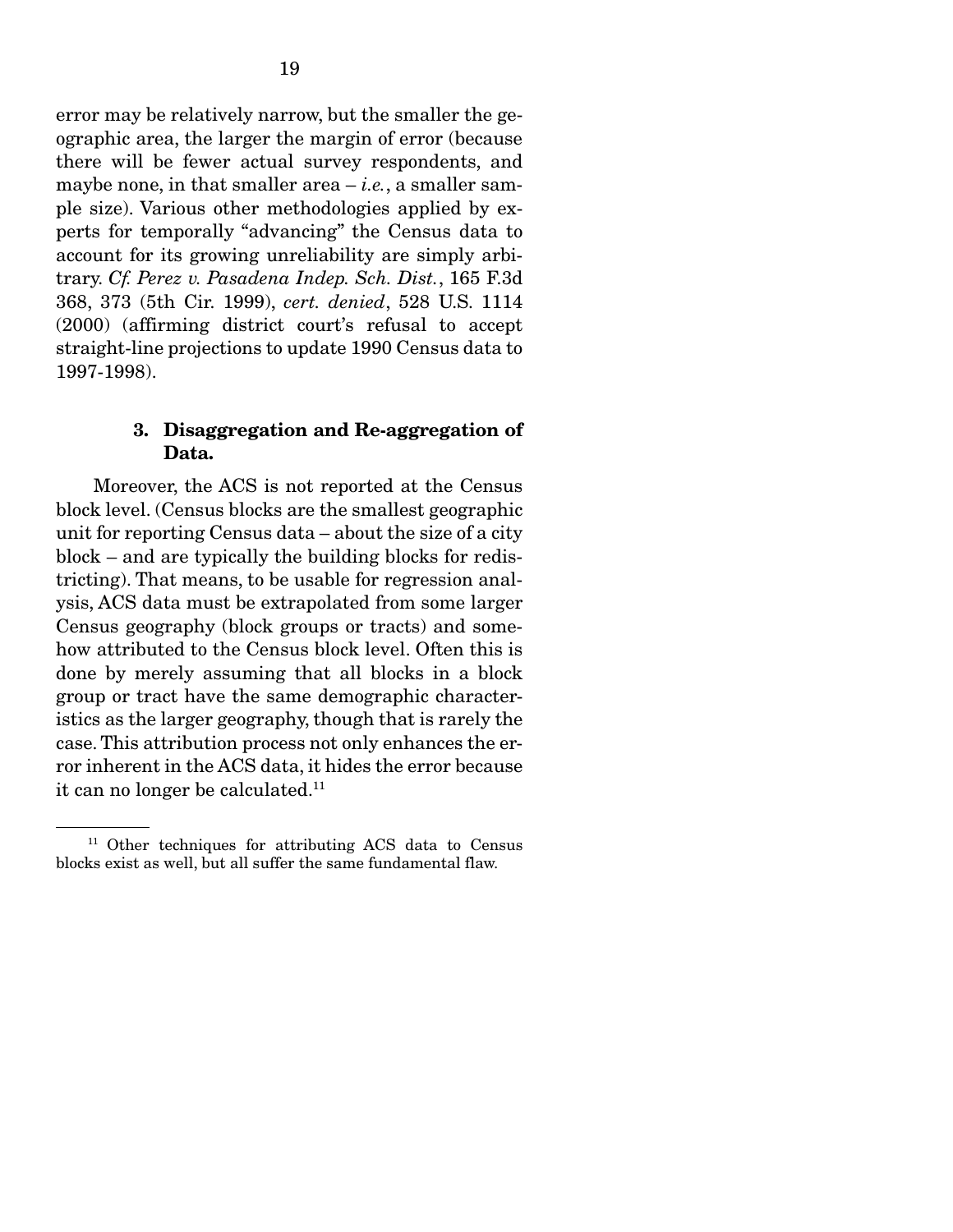error may be relatively narrow, but the smaller the geographic area, the larger the margin of error (because there will be fewer actual survey respondents, and maybe none, in that smaller area – *i.e.*, a smaller sample size). Various other methodologies applied by experts for temporally "advancing" the Census data to account for its growing unreliability are simply arbitrary. *Cf. Perez v. Pasadena Indep. Sch. Dist.*, 165 F.3d 368, 373 (5th Cir. 1999), *cert. denied*, 528 U.S. 1114 (2000) (affirming district court's refusal to accept straight-line projections to update 1990 Census data to 1997-1998).

### 3. Disaggregation and Re-aggregation of Data.

Moreover, the ACS is not reported at the Census block level. (Census blocks are the smallest geographic unit for reporting Census data – about the size of a city block – and are typically the building blocks for redistricting). That means, to be usable for regression analysis, ACS data must be extrapolated from some larger Census geography (block groups or tracts) and somehow attributed to the Census block level. Often this is done by merely assuming that all blocks in a block group or tract have the same demographic characteristics as the larger geography, though that is rarely the case. This attribution process not only enhances the error inherent in the ACS data, it hides the error because it can no longer be calculated.[11]

---

[11] Other techniques for attributing ACS data to Census blocks exist as well, but all suffer the same fundamental flaw.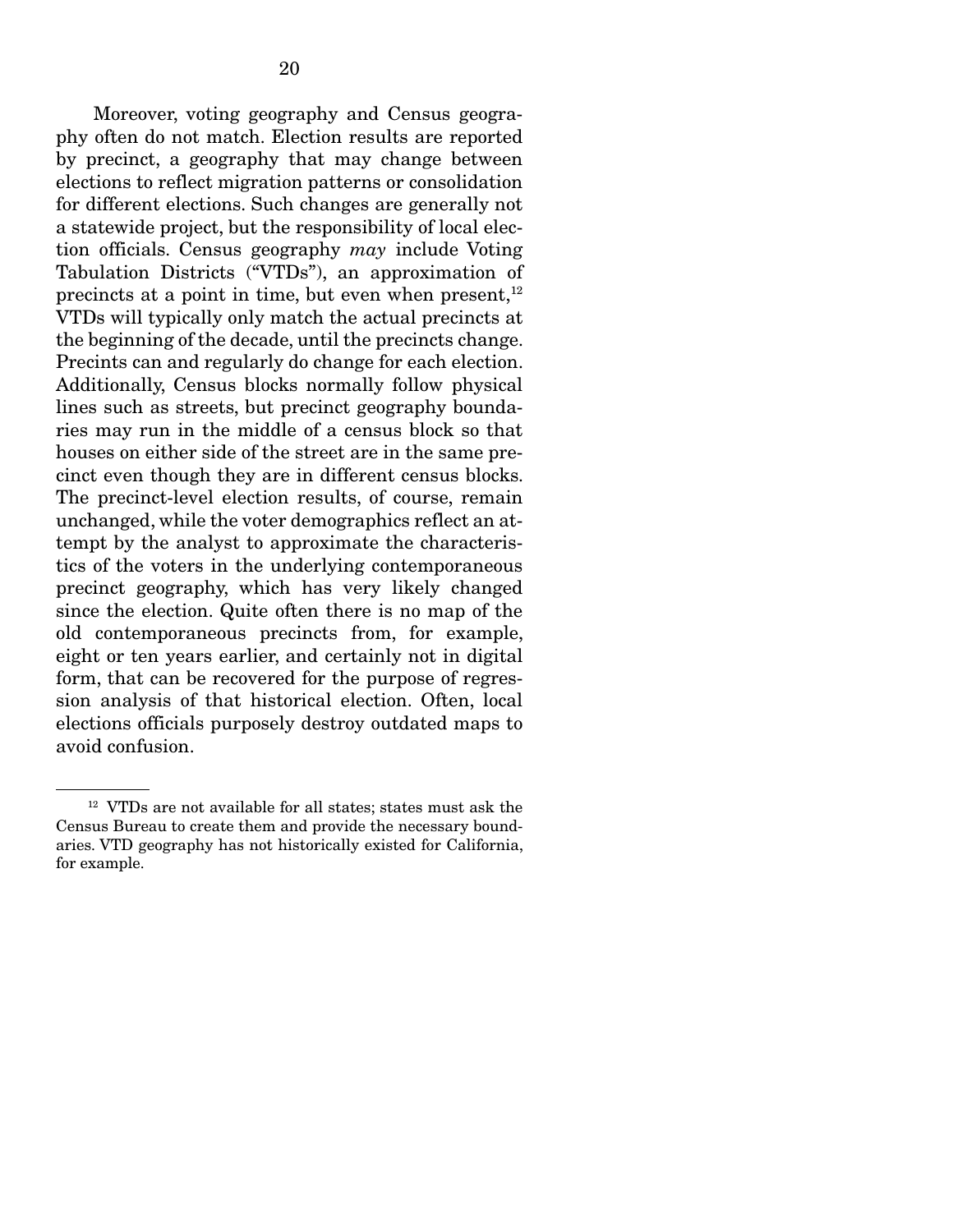Moreover, voting geography and Census geography often do not match. Election results are reported by precinct, a geography that may change between elections to reflect migration patterns or consolidation for different elections. Such changes are generally not a statewide project, but the responsibility of local election officials. Census geography *may* include Voting Tabulation Districts ("VTDs"), an approximation of precincts at a point in time, but even when present,[12] VTDs will typically only match the actual precincts at the beginning of the decade, until the precincts change. Precints can and regularly do change for each election. Additionally, Census blocks normally follow physical lines such as streets, but precinct geography boundaries may run in the middle of a census block so that houses on either side of the street are in the same precinct even though they are in different census blocks. The precinct-level election results, of course, remain unchanged, while the voter demographics reflect an attempt by the analyst to approximate the characteristics of the voters in the underlying contemporaneous precinct geography, which has very likely changed since the election. Quite often there is no map of the old contemporaneous precincts from, for example, eight or ten years earlier, and certainly not in digital form, that can be recovered for the purpose of regression analysis of that historical election. Often, local elections officials purposely destroy outdated maps to avoid confusion.

---

[12] VTDs are not available for all states; states must ask the Census Bureau to create them and provide the necessary boundaries. VTD geography has not historically existed for California, for example.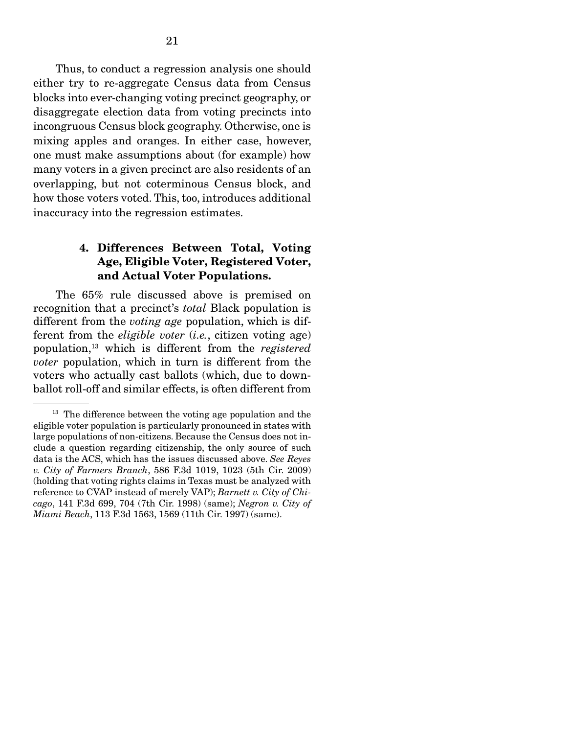Thus, to conduct a regression analysis one should either try to re-aggregate Census data from Census blocks into ever-changing voting precinct geography, or disaggregate election data from voting precincts into incongruous Census block geography. Otherwise, one is mixing apples and oranges. In either case, however, one must make assumptions about (for example) how many voters in a given precinct are also residents of an overlapping, but not coterminous Census block, and how those voters voted. This, too, introduces additional inaccuracy into the regression estimates.

### 4. Differences Between Total, Voting Age, Eligible Voter, Registered Voter, and Actual Voter Populations.

The 65% rule discussed above is premised on recognition that a precinct's *total* Black population is different from the *voting age* population, which is different from the *eligible voter* (*i.e.*, citizen voting age) population,[13] which is different from the *registered voter* population, which in turn is different from the voters who actually cast ballots (which, due to down-ballot roll-off and similar effects, is often different from

---

[13] The difference between the voting age population and the eligible voter population is particularly pronounced in states with large populations of non-citizens. Because the Census does not include a question regarding citizenship, the only source of such data is the ACS, which has the issues discussed above. *See Reyes v. City of Farmers Branch*, 586 F.3d 1019, 1023 (5th Cir. 2009) (holding that voting rights claims in Texas must be analyzed with reference to CVAP instead of merely VAP); *Barnett v. City of Chicago*, 141 F.3d 699, 704 (7th Cir. 1998) (same); *Negron v. City of Miami Beach*, 113 F.3d 1563, 1569 (11th Cir. 1997) (same).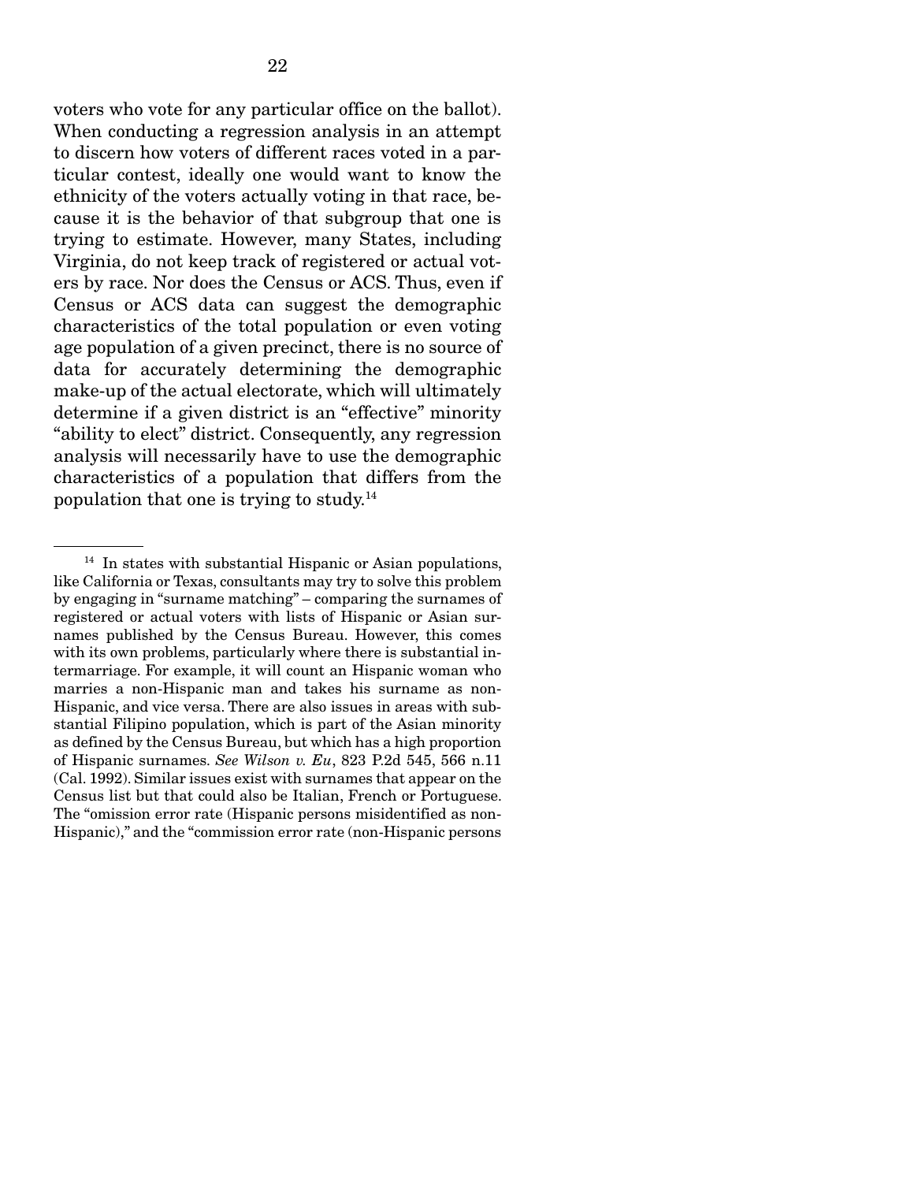voters who vote for any particular office on the ballot). When conducting a regression analysis in an attempt to discern how voters of different races voted in a particular contest, ideally one would want to know the ethnicity of the voters actually voting in that race, because it is the behavior of that subgroup that one is trying to estimate. However, many States, including Virginia, do not keep track of registered or actual voters by race. Nor does the Census or ACS. Thus, even if Census or ACS data can suggest the demographic characteristics of the total population or even voting age population of a given precinct, there is no source of data for accurately determining the demographic make-up of the actual electorate, which will ultimately determine if a given district is an "effective" minority "ability to elect" district. Consequently, any regression analysis will necessarily have to use the demographic characteristics of a population that differs from the population that one is trying to study.[14]

---

[14] In states with substantial Hispanic or Asian populations, like California or Texas, consultants may try to solve this problem by engaging in "surname matching" – comparing the surnames of registered or actual voters with lists of Hispanic or Asian surnames published by the Census Bureau. However, this comes with its own problems, particularly where there is substantial intermarriage. For example, it will count an Hispanic woman who marries a non-Hispanic man and takes his surname as non-Hispanic, and vice versa. There are also issues in areas with substantial Filipino population, which is part of the Asian minority as defined by the Census Bureau, but which has a high proportion of Hispanic surnames. *See Wilson v. Eu*, 823 P.2d 545, 566 n.11 (Cal. 1992). Similar issues exist with surnames that appear on the Census list but that could also be Italian, French or Portuguese. The "omission error rate (Hispanic persons misidentified as non-Hispanic)," and the "commission error rate (non-Hispanic persons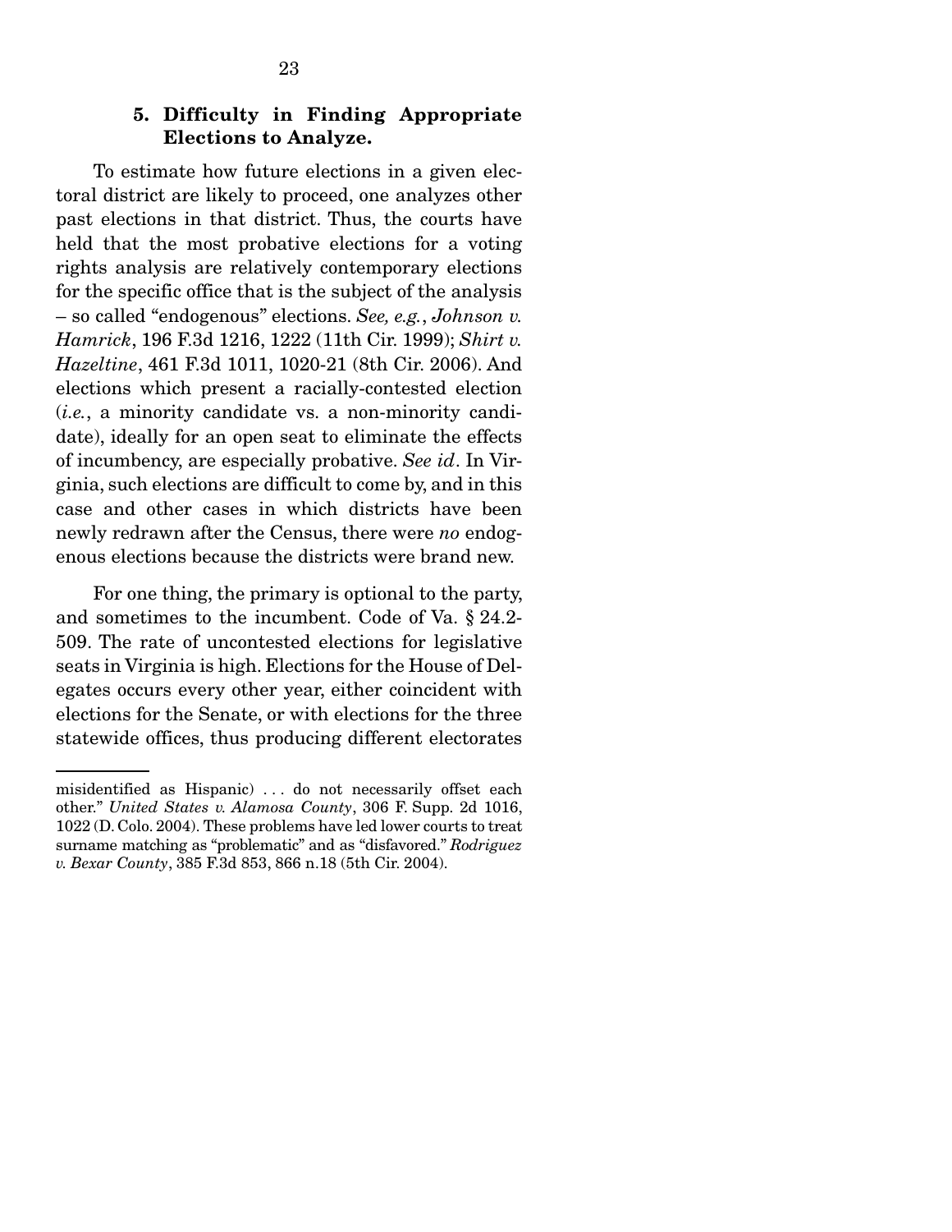### 5. Difficulty in Finding Appropriate Elections to Analyze.

To estimate how future elections in a given electoral district are likely to proceed, one analyzes other past elections in that district. Thus, the courts have held that the most probative elections for a voting rights analysis are relatively contemporary elections for the specific office that is the subject of the analysis – so called "endogenous" elections. *See, e.g.*, *Johnson v. Hamrick*, 196 F.3d 1216, 1222 (11th Cir. 1999); *Shirt v. Hazeltine*, 461 F.3d 1011, 1020-21 (8th Cir. 2006). And elections which present a racially-contested election (*i.e.*, a minority candidate vs. a non-minority candidate), ideally for an open seat to eliminate the effects of incumbency, are especially probative. *See id*. In Virginia, such elections are difficult to come by, and in this case and other cases in which districts have been newly redrawn after the Census, there were *no* endogenous elections because the districts were brand new.

For one thing, the primary is optional to the party, and sometimes to the incumbent. Code of Va. § 24.2-509. The rate of uncontested elections for legislative seats in Virginia is high. Elections for the House of Delegates occurs every other year, either coincident with elections for the Senate, or with elections for the three statewide offices, thus producing different electorates

---

misidentified as Hispanic) . . . do not necessarily offset each other." *United States v. Alamosa County*, 306 F. Supp. 2d 1016, 1022 (D. Colo. 2004). These problems have led lower courts to treat surname matching as "problematic" and as "disfavored." *Rodriguez v. Bexar County*, 385 F.3d 853, 866 n.18 (5th Cir. 2004).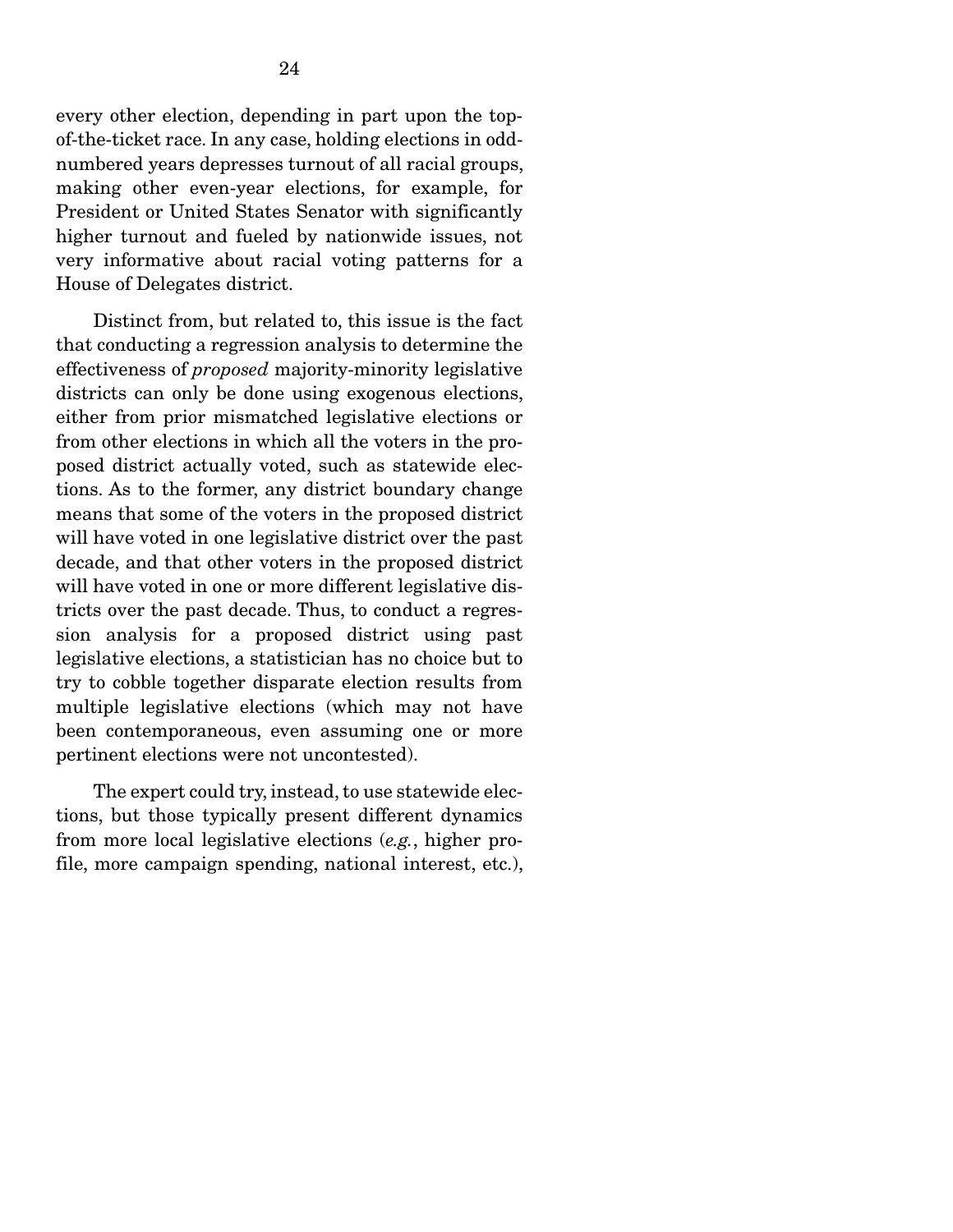every other election, depending in part upon the top-of-the-ticket race. In any case, holding elections in odd-numbered years depresses turnout of all racial groups, making other even-year elections, for example, for President or United States Senator with significantly higher turnout and fueled by nationwide issues, not very informative about racial voting patterns for a House of Delegates district.

Distinct from, but related to, this issue is the fact that conducting a regression analysis to determine the effectiveness of *proposed* majority-minority legislative districts can only be done using exogenous elections, either from prior mismatched legislative elections or from other elections in which all the voters in the proposed district actually voted, such as statewide elections. As to the former, any district boundary change means that some of the voters in the proposed district will have voted in one legislative district over the past decade, and that other voters in the proposed district will have voted in one or more different legislative districts over the past decade. Thus, to conduct a regression analysis for a proposed district using past legislative elections, a statistician has no choice but to try to cobble together disparate election results from multiple legislative elections (which may not have been contemporaneous, even assuming one or more pertinent elections were not uncontested).

The expert could try, instead, to use statewide elections, but those typically present different dynamics from more local legislative elections (*e.g.*, higher profile, more campaign spending, national interest, etc.),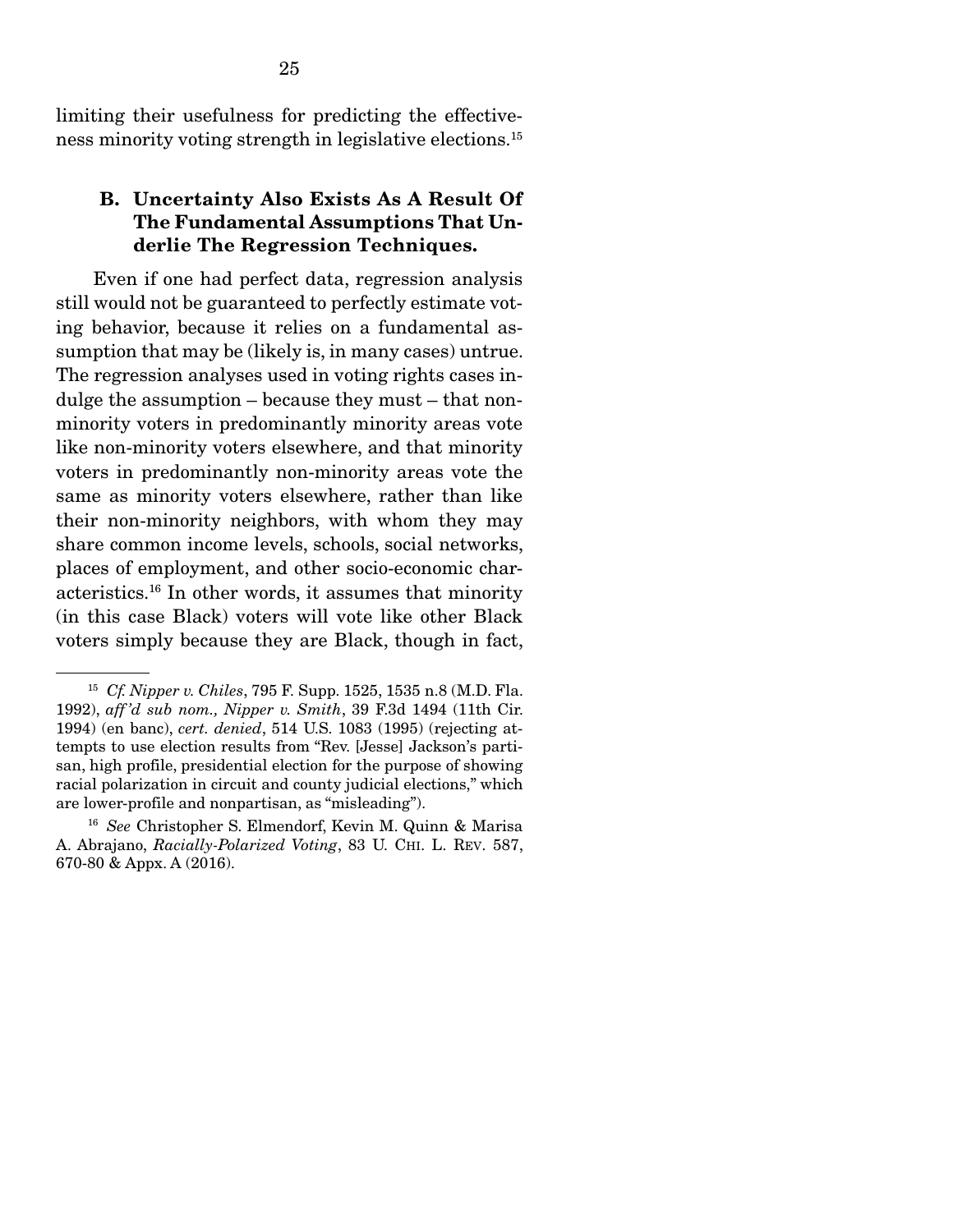limiting their usefulness for predicting the effectiveness minority voting strength in legislative elections.[15]

### B. Uncertainty Also Exists As A Result Of The Fundamental Assumptions That Underlie The Regression Techniques.

Even if one had perfect data, regression analysis still would not be guaranteed to perfectly estimate voting behavior, because it relies on a fundamental assumption that may be (likely is, in many cases) untrue. The regression analyses used in voting rights cases indulge the assumption – because they must – that non-minority voters in predominantly minority areas vote like non-minority voters elsewhere, and that minority voters in predominantly non-minority areas vote the same as minority voters elsewhere, rather than like their non-minority neighbors, with whom they may share common income levels, schools, social networks, places of employment, and other socio-economic characteristics.[16] In other words, it assumes that minority (in this case Black) voters will vote like other Black voters simply because they are Black, though in fact,

---

[15] *Cf. Nipper v. Chiles*, 795 F. Supp. 1525, 1535 n.8 (M.D. Fla. 1992), *aff'd sub nom., Nipper v. Smith*, 39 F.3d 1494 (11th Cir. 1994) (en banc), *cert. denied*, 514 U.S. 1083 (1995) (rejecting attempts to use election results from "Rev. [Jesse] Jackson's partisan, high profile, presidential election for the purpose of showing racial polarization in circuit and county judicial elections," which are lower-profile and nonpartisan, as "misleading").

[16] *See* Christopher S. Elmendorf, Kevin M. Quinn & Marisa A. Abrajano, *Racially-Polarized Voting*, 83 U. CHI. L. REV. 587, 670-80 & Appx. A (2016).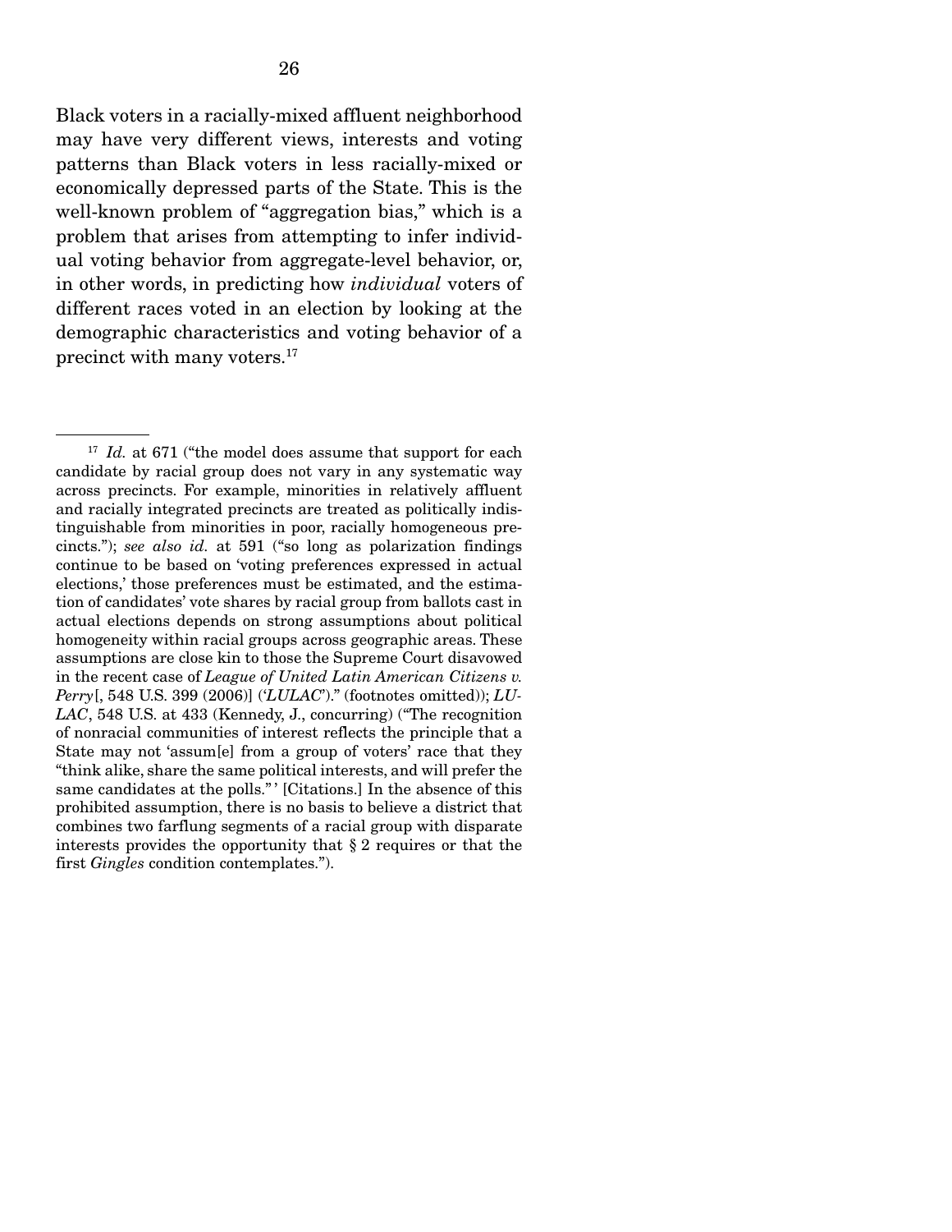Black voters in a racially-mixed affluent neighborhood may have very different views, interests and voting patterns than Black voters in less racially-mixed or economically depressed parts of the State. This is the well-known problem of "aggregation bias," which is a problem that arises from attempting to infer individual voting behavior from aggregate-level behavior, or, in other words, in predicting how *individual* voters of different races voted in an election by looking at the demographic characteristics and voting behavior of a precinct with many voters.[17]

---

[17] *Id.* at 671 ("the model does assume that support for each candidate by racial group does not vary in any systematic way across precincts. For example, minorities in relatively affluent and racially integrated precincts are treated as politically indistinguishable from minorities in poor, racially homogeneous precincts."); *see also id.* at 591 ("so long as polarization findings continue to be based on 'voting preferences expressed in actual elections,' those preferences must be estimated, and the estimation of candidates' vote shares by racial group from ballots cast in actual elections depends on strong assumptions about political homogeneity within racial groups across geographic areas. These assumptions are close kin to those the Supreme Court disavowed in the recent case of *League of United Latin American Citizens v. Perry*[, 548 U.S. 399 (2006)] ('*LULAC*')." (footnotes omitted)); *LULAC*, 548 U.S. at 433 (Kennedy, J., concurring) ("The recognition of nonracial communities of interest reflects the principle that a State may not 'assum[e] from a group of voters' race that they "think alike, share the same political interests, and will prefer the same candidates at the polls."' [Citations.] In the absence of this prohibited assumption, there is no basis to believe a district that combines two farflung segments of a racial group with disparate interests provides the opportunity that § 2 requires or that the first *Gingles* condition contemplates.").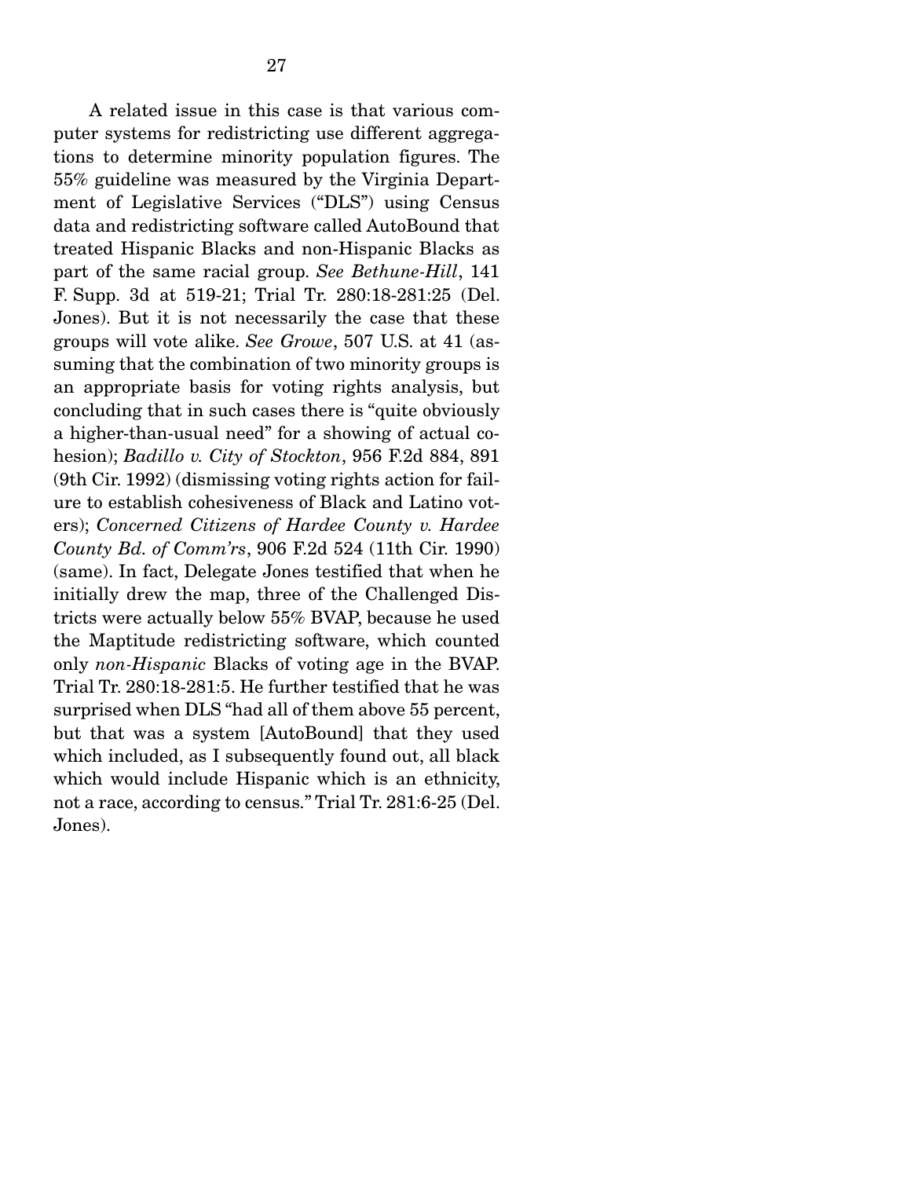A related issue in this case is that various computer systems for redistricting use different aggregations to determine minority population figures. The 55% guideline was measured by the Virginia Department of Legislative Services ("DLS") using Census data and redistricting software called AutoBound that treated Hispanic Blacks and non-Hispanic Blacks as part of the same racial group. *See Bethune-Hill*, 141 F. Supp. 3d at 519-21; Trial Tr. 280:18-281:25 (Del. Jones). But it is not necessarily the case that these groups will vote alike. *See Growe*, 507 U.S. at 41 (assuming that the combination of two minority groups is an appropriate basis for voting rights analysis, but concluding that in such cases there is "quite obviously a higher-than-usual need" for a showing of actual cohesion); *Badillo v. City of Stockton*, 956 F.2d 884, 891 (9th Cir. 1992) (dismissing voting rights action for failure to establish cohesiveness of Black and Latino voters); *Concerned Citizens of Hardee County v. Hardee County Bd. of Comm'rs*, 906 F.2d 524 (11th Cir. 1990) (same). In fact, Delegate Jones testified that when he initially drew the map, three of the Challenged Districts were actually below 55% BVAP, because he used the Maptitude redistricting software, which counted only *non-Hispanic* Blacks of voting age in the BVAP. Trial Tr. 280:18-281:5. He further testified that he was surprised when DLS "had all of them above 55 percent, but that was a system [AutoBound] that they used which included, as I subsequently found out, all black which would include Hispanic which is an ethnicity, not a race, according to census." Trial Tr. 281:6-25 (Del. Jones).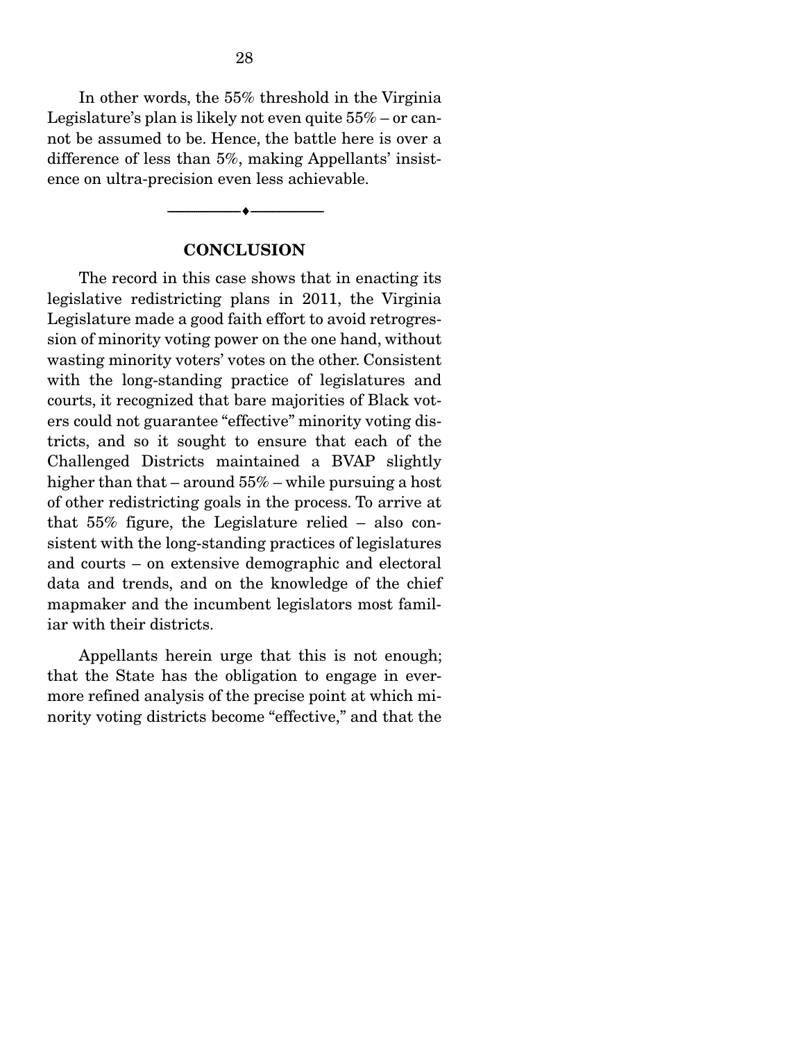In other words, the 55% threshold in the Virginia Legislature's plan is likely not even quite 55% – or cannot be assumed to be. Hence, the battle here is over a difference of less than 5%, making Appellants' insistence on ultra-precision even less achievable.

## CONCLUSION

The record in this case shows that in enacting its legislative redistricting plans in 2011, the Virginia Legislature made a good faith effort to avoid retrogression of minority voting power on the one hand, without wasting minority voters' votes on the other. Consistent with the long-standing practice of legislatures and courts, it recognized that bare majorities of Black voters could not guarantee "effective" minority voting districts, and so it sought to ensure that each of the Challenged Districts maintained a BVAP slightly higher than that – around 55% – while pursuing a host of other redistricting goals in the process. To arrive at that 55% figure, the Legislature relied – also consistent with the long-standing practices of legislatures and courts – on extensive demographic and electoral data and trends, and on the knowledge of the chief mapmaker and the incumbent legislators most familiar with their districts.

Appellants herein urge that this is not enough; that the State has the obligation to engage in ever-more refined analysis of the precise point at which minority voting districts become "effective," and that the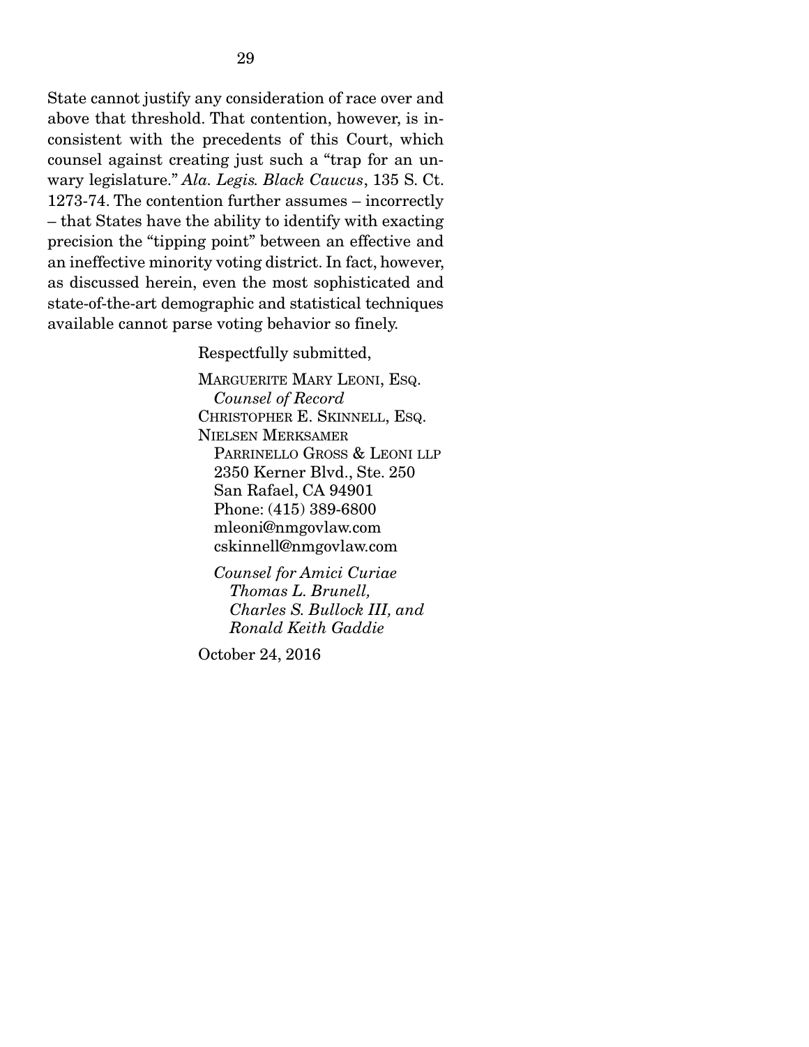State cannot justify any consideration of race over and above that threshold. That contention, however, is inconsistent with the precedents of this Court, which counsel against creating just such a "trap for an unwary legislature." *Ala. Legis. Black Caucus*, 135 S. Ct. 1273-74. The contention further assumes – incorrectly – that States have the ability to identify with exacting precision the "tipping point" between an effective and an ineffective minority voting district. In fact, however, as discussed herein, even the most sophisticated and state-of-the-art demographic and statistical techniques available cannot parse voting behavior so finely.

Respectfully submitted,

MARGUERITE MARY LEONI, ESQ.
*Counsel of Record*
CHRISTOPHER E. SKINNELL, ESQ.
NIELSEN MERKSAMER
PARRINELLO GROSS & LEONI LLP
2350 Kerner Blvd., Ste. 250
San Rafael, CA 94901
Phone: (415) 389-6800
mleoni@nmgovlaw.com
cskinnell@nmgovlaw.com

*Counsel for Amici Curiae*
*Thomas L. Brunell,*
*Charles S. Bullock III, and*
*Ronald Keith Gaddie*

October 24, 2016